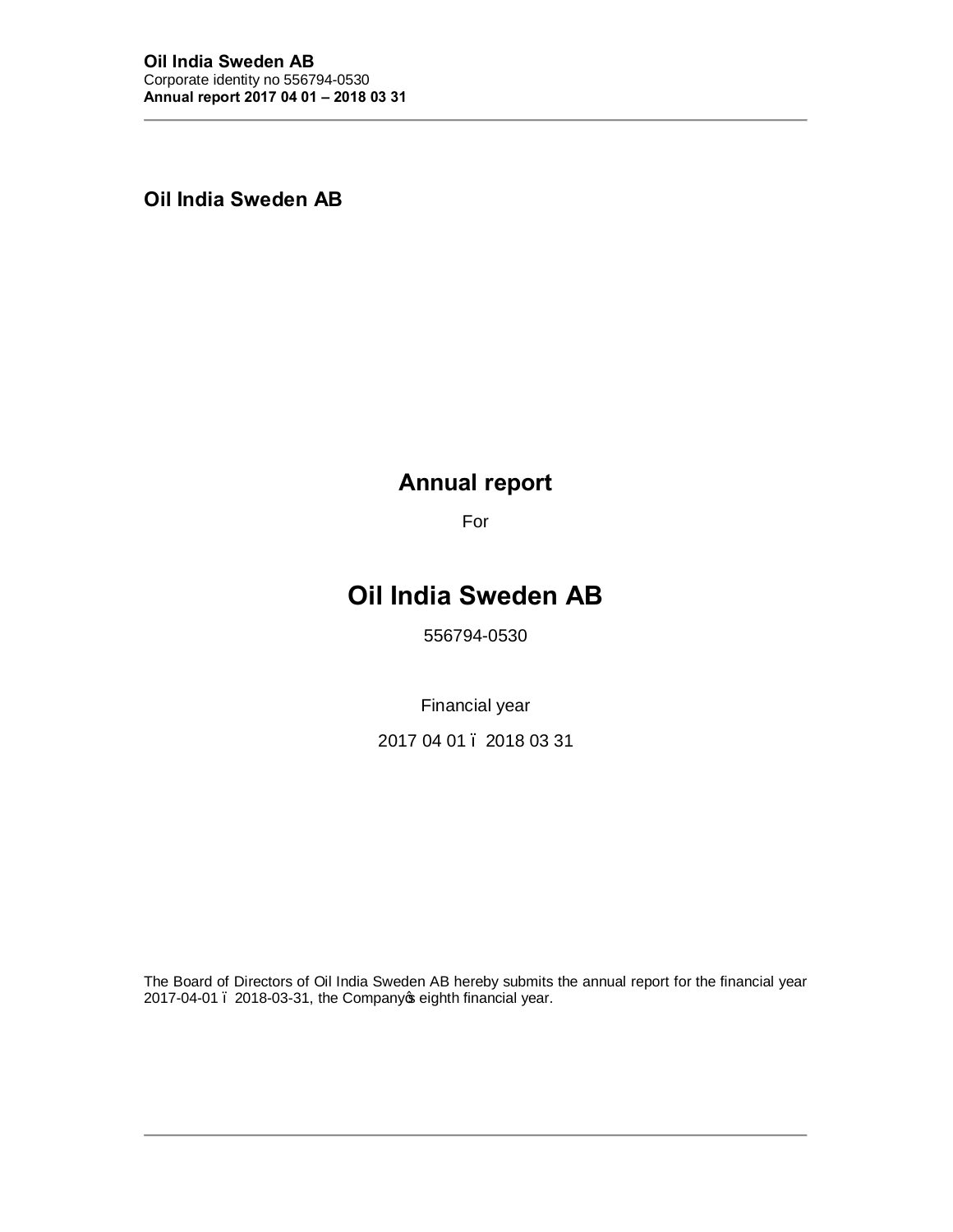**Oil India Sweden AB**

# Annual report

For

# Oil India Sweden AB

556794-0530

Financial year

2017 04 01 – 2018 03 31

The Board of Directors of Oil India Sweden AB hereby submits the annual report for the financial year 2017-04-01 – 2018-03-31, the Company's eighth financial year.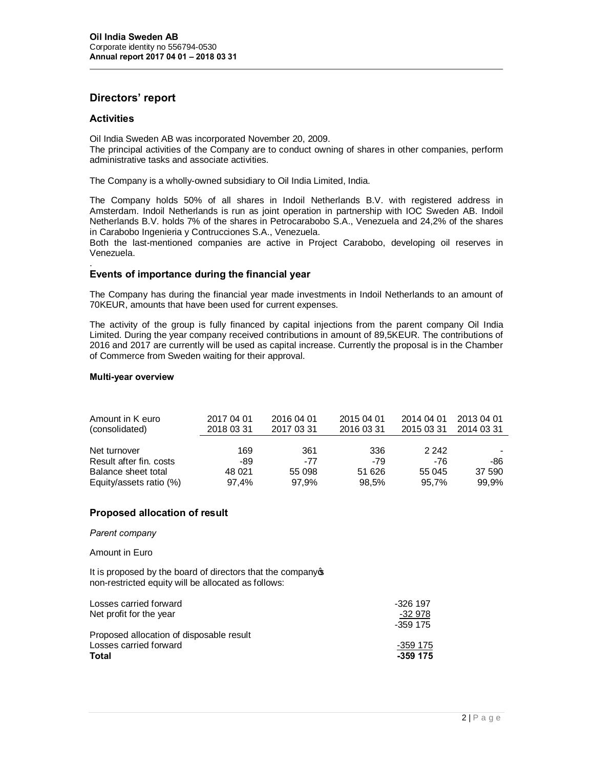**Oil India Sweden AB**
Corporate identity no 556794-0530
**Annual report 2017 04 01 – 2018 03 31**

## Directors' report

### Activities

Oil India Sweden AB was incorporated November 20, 2009.
The principal activities of the Company are to conduct owning of shares in other companies, perform administrative tasks and associate activities.

The Company is a wholly-owned subsidiary to Oil India Limited, India.

The Company holds 50% of all shares in Indoil Netherlands B.V. with registered address in Amsterdam. Indoil Netherlands is run as joint operation in partnership with IOC Sweden AB. Indoil Netherlands B.V. holds 7% of the shares in Petrocarabobo S.A., Venezuela and 24,2% of the shares in Carabobo Ingenieria y Contrucciones S.A., Venezuela.
Both the last-mentioned companies are active in Project Carabobo, developing oil reserves in Venezuela.

### Events of importance during the financial year

The Company has during the financial year made investments in Indoil Netherlands to an amount of 70KEUR, amounts that have been used for current expenses.

The activity of the group is fully financed by capital injections from the parent company Oil India Limited. During the year company received contributions in amount of 89,5KEUR. The contributions of 2016 and 2017 are currently will be used as capital increase. Currently the proposal is in the Chamber of Commerce from Sweden waiting for their approval.

#### Multi-year overview

| Amount in K euro (consolidated) | 2017 04 01 2018 03 31 | 2016 04 01 2017 03 31 | 2015 04 01 2016 03 31 | 2014 04 01 2015 03 31 | 2013 04 01 2014 03 31 |
|---|---|---|---|---|---|
| Net turnover | 169 | 361 | 336 | 2 242 | - |
| Result after fin. costs | -89 | -77 | -79 | -76 | -86 |
| Balance sheet total | 48 021 | 55 098 | 51 626 | 55 045 | 37 590 |
| Equity/assets ratio (%) | 97,4% | 97,9% | 98,5% | 95,7% | 99,9% |

### Proposed allocation of result

*Parent company*

Amount in Euro

It is proposed by the board of directors that the company's non-restricted equity will be allocated as follows:

| | |
|---|---|
| Losses carried forward | -326 197 |
| Net profit for the year | -32 978 |
| | -359 175 |
| Proposed allocation of disposable result | |
| Losses carried forward | -359 175 |
| **Total** | **-359 175** |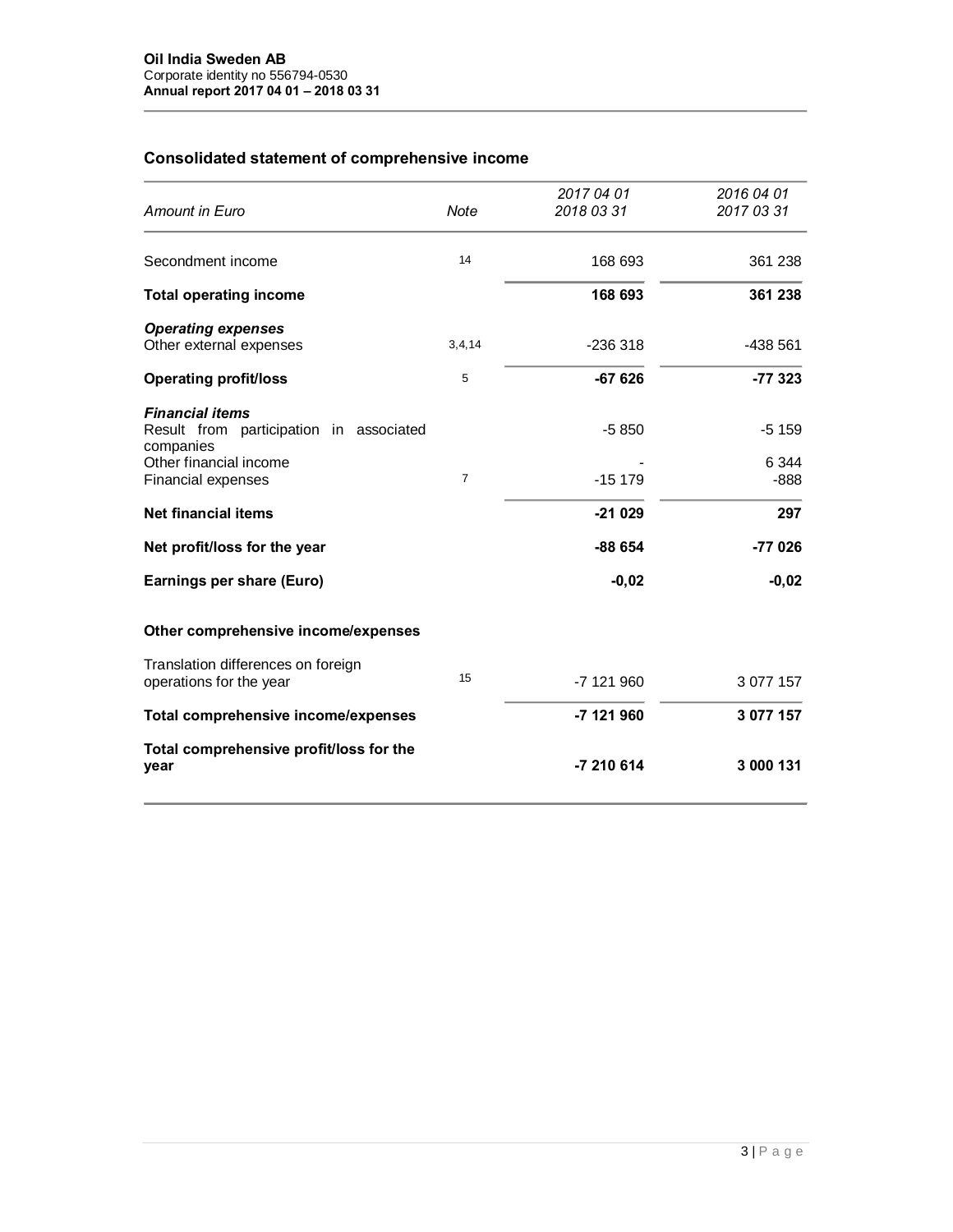## Consolidated statement of comprehensive income

| *Amount in Euro* | *Note* | *2017 04 01 2018 03 31* | *2016 04 01 2017 03 31* |
|---|---|---|---|
| Secondment income | 14 | 168 693 | 361 238 |
| **Total operating income** | | **168 693** | **361 238** |
| ***Operating expenses*** | | | |
| Other external expenses | 3,4,14 | -236 318 | -438 561 |
| **Operating profit/loss** | 5 | **-67 626** | **-77 323** |
| ***Financial items*** | | | |
| Result from participation in associated companies | | -5 850 | -5 159 |
| Other financial income | | - | 6 344 |
| Financial expenses | 7 | -15 179 | -888 |
| **Net financial items** | | **-21 029** | **297** |
| **Net profit/loss for the year** | | **-88 654** | **-77 026** |
| **Earnings per share (Euro)** | | **-0,02** | **-0,02** |
| **Other comprehensive income/expenses** | | | |
| Translation differences on foreign operations for the year | 15 | -7 121 960 | 3 077 157 |
| **Total comprehensive income/expenses** | | **-7 121 960** | **3 077 157** |
| **Total comprehensive profit/loss for the year** | | **-7 210 614** | **3 000 131** |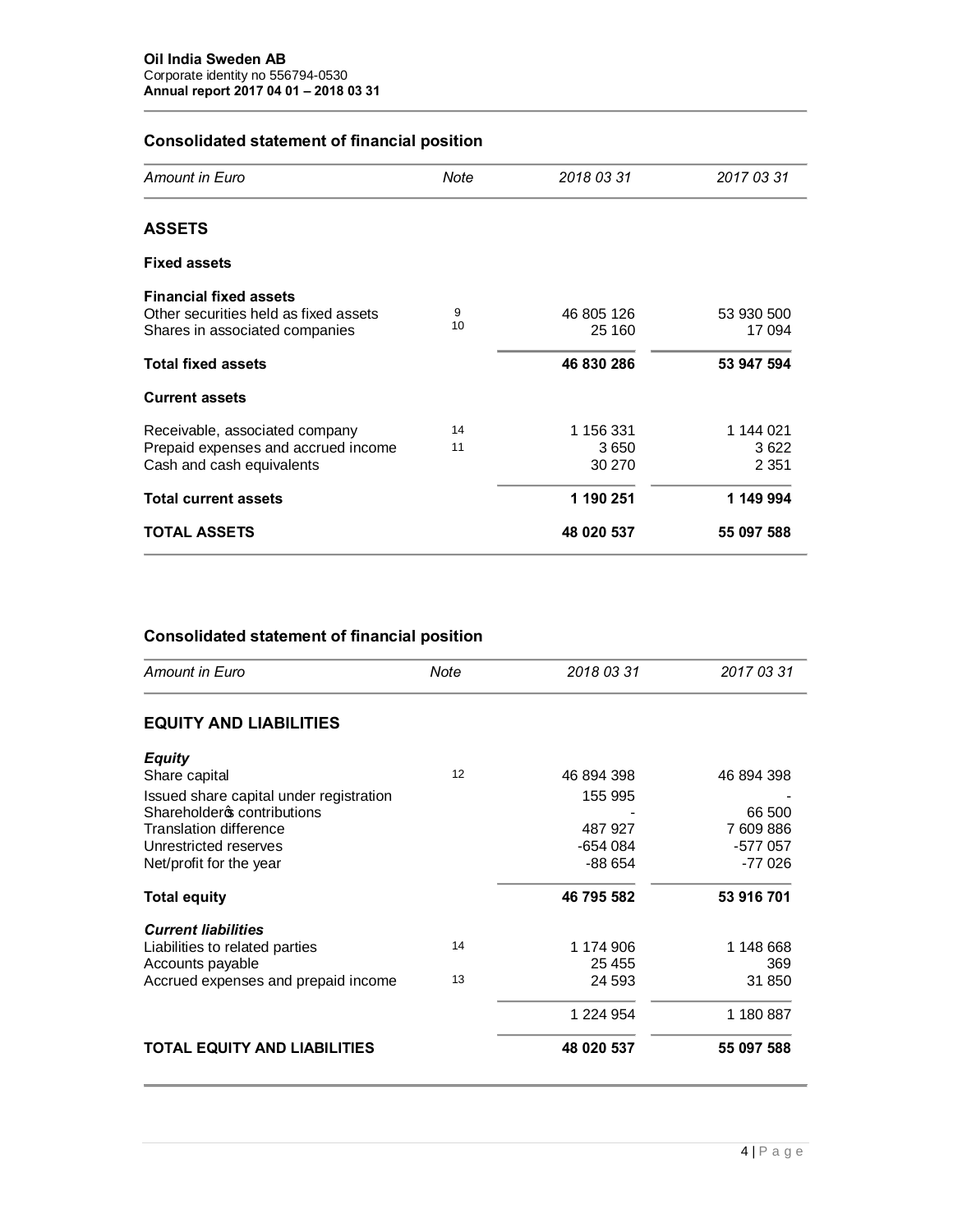**Oil India Sweden AB**
Corporate identity no 556794-0530
**Annual report 2017 04 01 – 2018 03 31**

## Consolidated statement of financial position

| *Amount in Euro* | *Note* | *2018 03 31* | *2017 03 31* |
|---|---|---|---|
| **ASSETS** | | | |
| **Fixed assets** | | | |
| **Financial fixed assets** | | | |
| Other securities held as fixed assets | 9 | 46 805 126 | 53 930 500 |
| Shares in associated companies | 10 | 25 160 | 17 094 |
| **Total fixed assets** | | **46 830 286** | **53 947 594** |
| **Current assets** | | | |
| Receivable, associated company | 14 | 1 156 331 | 1 144 021 |
| Prepaid expenses and accrued income | 11 | 3 650 | 3 622 |
| Cash and cash equivalents | | 30 270 | 2 351 |
| **Total current assets** | | **1 190 251** | **1 149 994** |
| **TOTAL ASSETS** | | **48 020 537** | **55 097 588** |

## Consolidated statement of financial position

| *Amount in Euro* | *Note* | *2018 03 31* | *2017 03 31* |
|---|---|---|---|
| **EQUITY AND LIABILITIES** | | | |
| ***Equity*** | | | |
| Share capital | 12 | 46 894 398 | 46 894 398 |
| Issued share capital under registration | | 155 995 | - |
| Shareholder's contributions | | - | 66 500 |
| Translation difference | | 487 927 | 7 609 886 |
| Unrestricted reserves | | -654 084 | -577 057 |
| Net/profit for the year | | -88 654 | -77 026 |
| **Total equity** | | **46 795 582** | **53 916 701** |
| ***Current liabilities*** | | | |
| Liabilities to related parties | 14 | 1 174 906 | 1 148 668 |
| Accounts payable | | 25 455 | 369 |
| Accrued expenses and prepaid income | 13 | 24 593 | 31 850 |
| | | 1 224 954 | 1 180 887 |
| **TOTAL EQUITY AND LIABILITIES** | | **48 020 537** | **55 097 588** |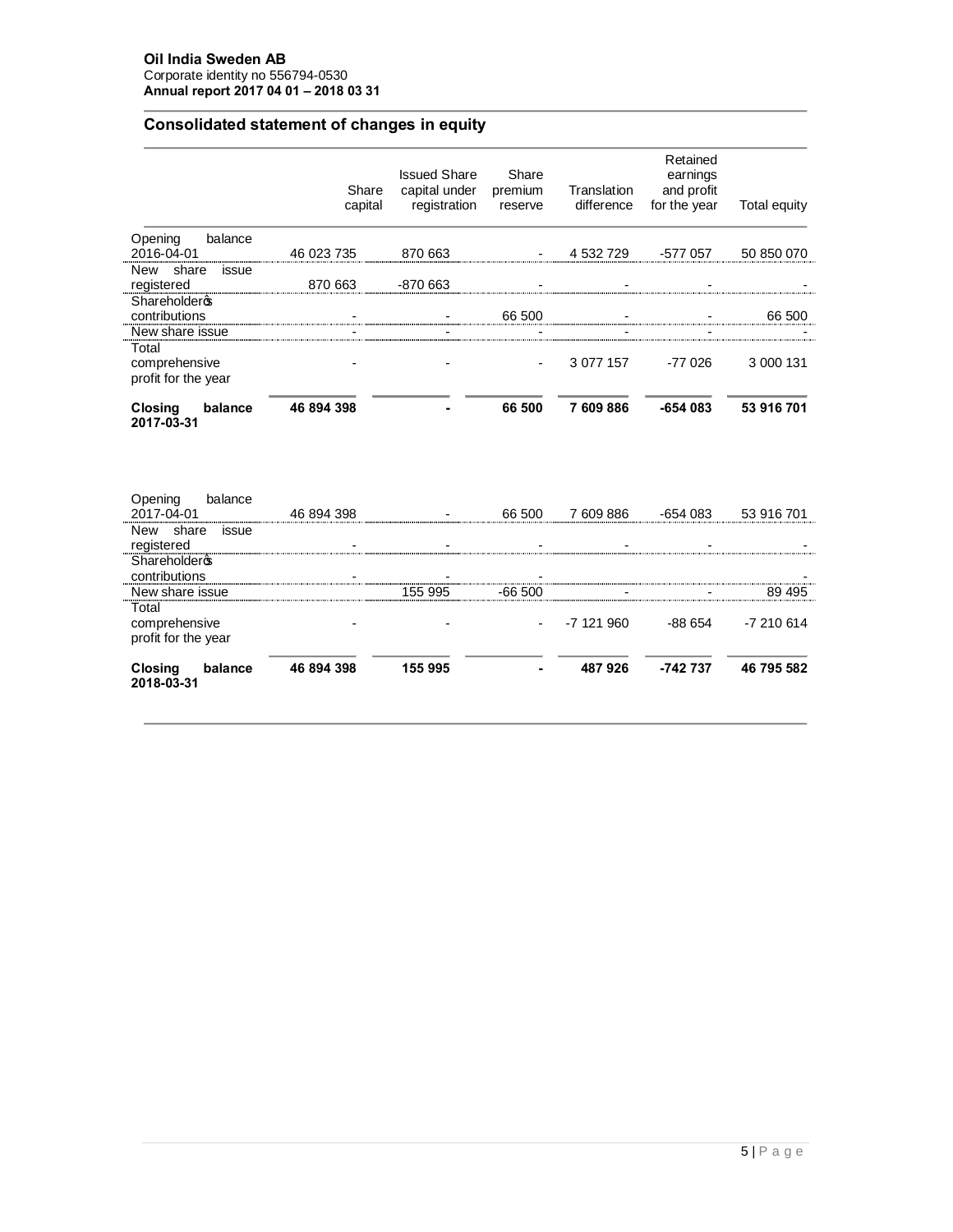**Oil India Sweden AB**
Corporate identity no 556794-0530
**Annual report 2017 04 01 – 2018 03 31**

## Consolidated statement of changes in equity

| | Share capital | Issued Share capital under registration | Share premium reserve | Translation difference | Retained earnings and profit for the year | Total equity |
|---|---|---|---|---|---|---|
| Opening balance 2016-04-01 | 46 023 735 | 870 663 | - | 4 532 729 | -577 057 | 50 850 070 |
| New share issue registered | 870 663 | -870 663 | - | - | - | - |
| Shareholder's contributions | - | - | 66 500 | - | - | 66 500 |
| New share issue | - | - | - | - | - | - |
| Total comprehensive profit for the year | - | - | - | 3 077 157 | -77 026 | 3 000 131 |
| **Closing balance 2017-03-31** | **46 894 398** | **-** | **66 500** | **7 609 886** | **-654 083** | **53 916 701** |

| | Share capital | Issued Share capital under registration | Share premium reserve | Translation difference | Retained earnings and profit for the year | Total equity |
|---|---|---|---|---|---|---|
| Opening balance 2017-04-01 | 46 894 398 | - | 66 500 | 7 609 886 | -654 083 | 53 916 701 |
| New share issue registered | - | - | - | - | - | - |
| Shareholder's contributions | - | - | - | | | - |
| New share issue | | 155 995 | -66 500 | - | - | 89 495 |
| Total comprehensive profit for the year | - | - | - | -7 121 960 | -88 654 | -7 210 614 |
| **Closing balance 2018-03-31** | **46 894 398** | **155 995** | **-** | **487 926** | **-742 737** | **46 795 582** |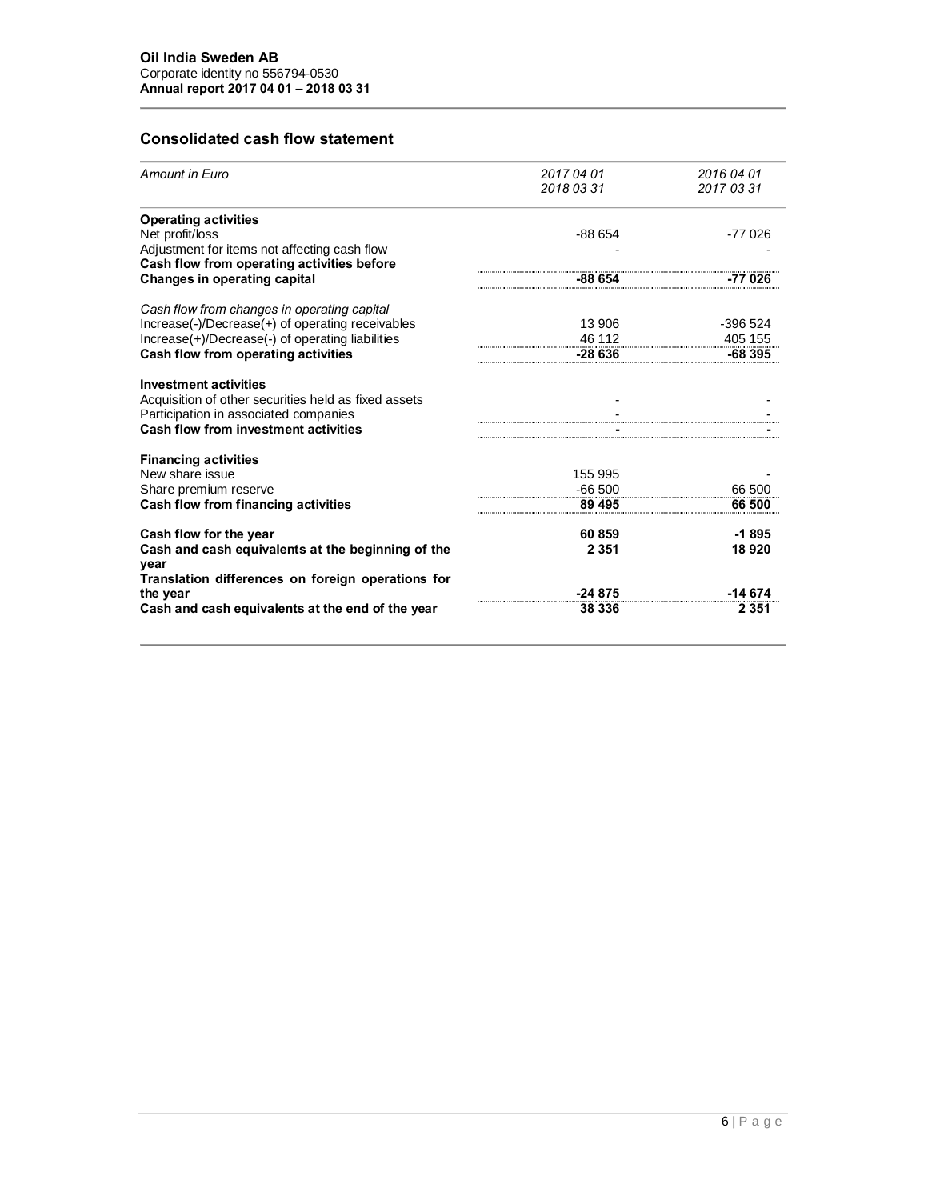**Oil India Sweden AB**
Corporate identity no 556794-0530
**Annual report 2017 04 01 – 2018 03 31**

## Consolidated cash flow statement

| *Amount in Euro* | *2017 04 01 2018 03 31* | *2016 04 01 2017 03 31* |
|---|---|---|
| **Operating activities** | | |
| Net profit/loss | -88 654 | -77 026 |
| Adjustment for items not affecting cash flow | - | - |
| **Cash flow from operating activities before Changes in operating capital** | **-88 654** | **-77 026** |
| *Cash flow from changes in operating capital* | | |
| Increase(-)/Decrease(+) of operating receivables | 13 906 | -396 524 |
| Increase(+)/Decrease(-) of operating liabilities | 46 112 | 405 155 |
| **Cash flow from operating activities** | **-28 636** | **-68 395** |
| **Investment activities** | | |
| Acquisition of other securities held as fixed assets | - | - |
| Participation in associated companies | - | - |
| **Cash flow from investment activities** | **-** | **-** |
| **Financing activities** | | |
| New share issue | 155 995 | - |
| Share premium reserve | -66 500 | 66 500 |
| **Cash flow from financing activities** | **89 495** | **66 500** |
| **Cash flow for the year** | **60 859** | **-1 895** |
| **Cash and cash equivalents at the beginning of the year** | **2 351** | **18 920** |
| **Translation differences on foreign operations for the year** | **-24 875** | **-14 674** |
| **Cash and cash equivalents at the end of the year** | **38 336** | **2 351** |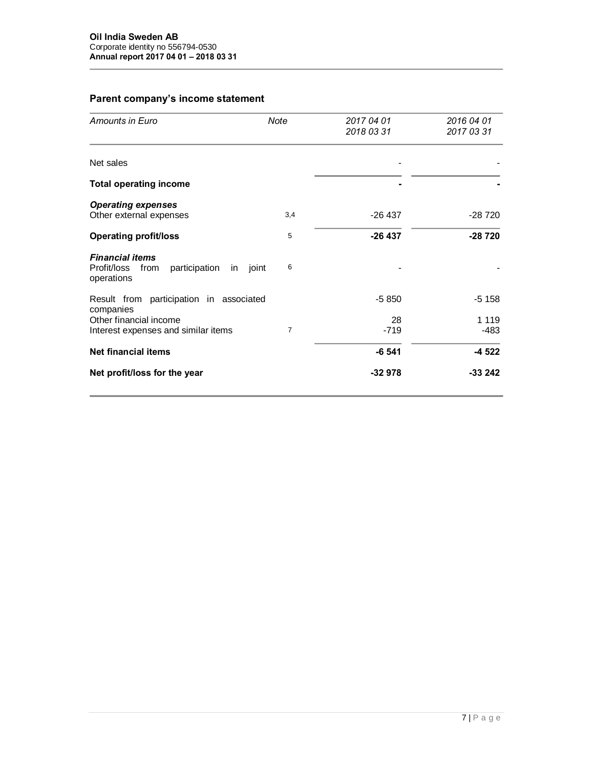**Oil India Sweden AB**
Corporate identity no 556794-0530
**Annual report 2017 04 01 – 2018 03 31**

## Parent company's income statement

| *Amounts in Euro* | *Note* | *2017 04 01 2018 03 31* | *2016 04 01 2017 03 31* |
|---|---|---|---|
| Net sales | | - | - |
| **Total operating income** | | **-** | **-** |
| ***Operating expenses*** | | | |
| Other external expenses | 3,4 | -26 437 | -28 720 |
| **Operating profit/loss** | 5 | **-26 437** | **-28 720** |
| ***Financial items*** | | | |
| Profit/loss from participation in joint operations | 6 | - | - |
| Result from participation in associated companies | | -5 850 | -5 158 |
| Other financial income | | 28 | 1 119 |
| Interest expenses and similar items | 7 | -719 | -483 |
| **Net financial items** | | **-6 541** | **-4 522** |
| **Net profit/loss for the year** | | **-32 978** | **-33 242** |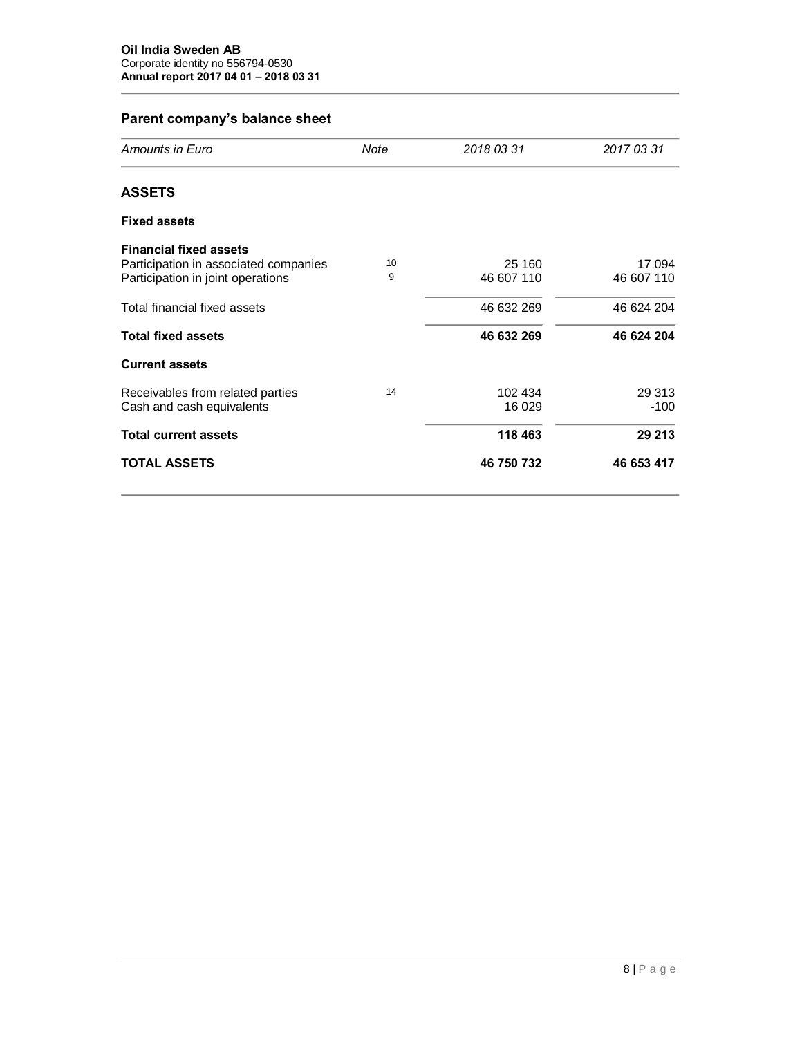**Oil India Sweden AB**
Corporate identity no 556794-0530
**Annual report 2017 04 01 – 2018 03 31**

## Parent company's balance sheet

| *Amounts in Euro* | *Note* | *2018 03 31* | *2017 03 31* |
|---|---|---|---|
| **ASSETS** | | | |
| **Fixed assets** | | | |
| **Financial fixed assets** | | | |
| Participation in associated companies | 10 | 25 160 | 17 094 |
| Participation in joint operations | 9 | 46 607 110 | 46 607 110 |
| Total financial fixed assets | | 46 632 269 | 46 624 204 |
| **Total fixed assets** | | **46 632 269** | **46 624 204** |
| **Current assets** | | | |
| Receivables from related parties | 14 | 102 434 | 29 313 |
| Cash and cash equivalents | | 16 029 | -100 |
| **Total current assets** | | **118 463** | **29 213** |
| **TOTAL ASSETS** | | **46 750 732** | **46 653 417** |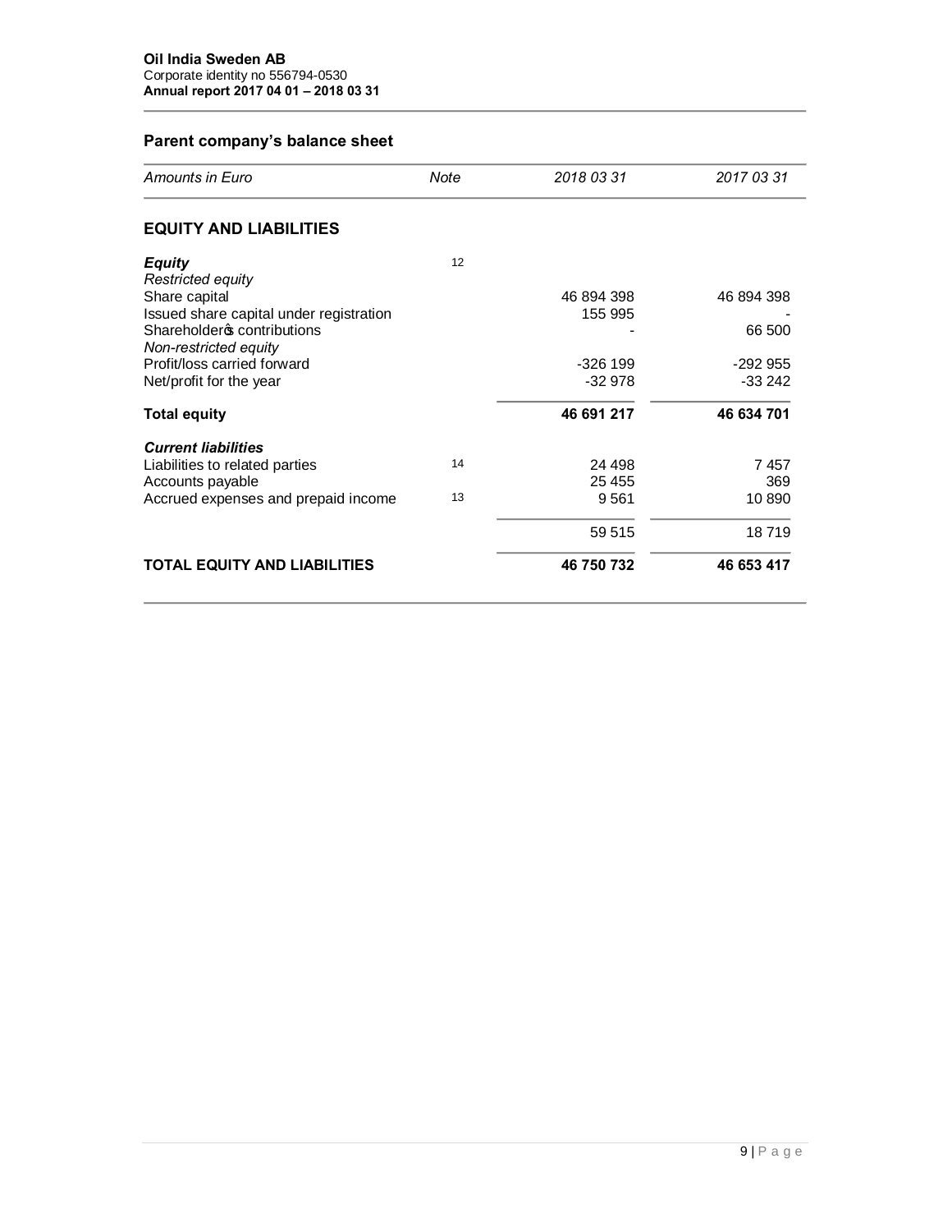**Oil India Sweden AB**
Corporate identity no 556794-0530
**Annual report 2017 04 01 – 2018 03 31**

## Parent company's balance sheet

| *Amounts in Euro* | *Note* | *2018 03 31* | *2017 03 31* |
|---|---|---|---|
| **EQUITY AND LIABILITIES** | | | |
| ***Equity*** | 12 | | |
| *Restricted equity* | | | |
| Share capital | | 46 894 398 | 46 894 398 |
| Issued share capital under registration | | 155 995 | - |
| Shareholderós contributions | | - | 66 500 |
| *Non-restricted equity* | | | |
| Profit/loss carried forward | | -326 199 | -292 955 |
| Net/profit for the year | | -32 978 | -33 242 |
| **Total equity** | | **46 691 217** | **46 634 701** |
| ***Current liabilities*** | | | |
| Liabilities to related parties | 14 | 24 498 | 7 457 |
| Accounts payable | | 25 455 | 369 |
| Accrued expenses and prepaid income | 13 | 9 561 | 10 890 |
| | | 59 515 | 18 719 |
| **TOTAL EQUITY AND LIABILITIES** | | **46 750 732** | **46 653 417** |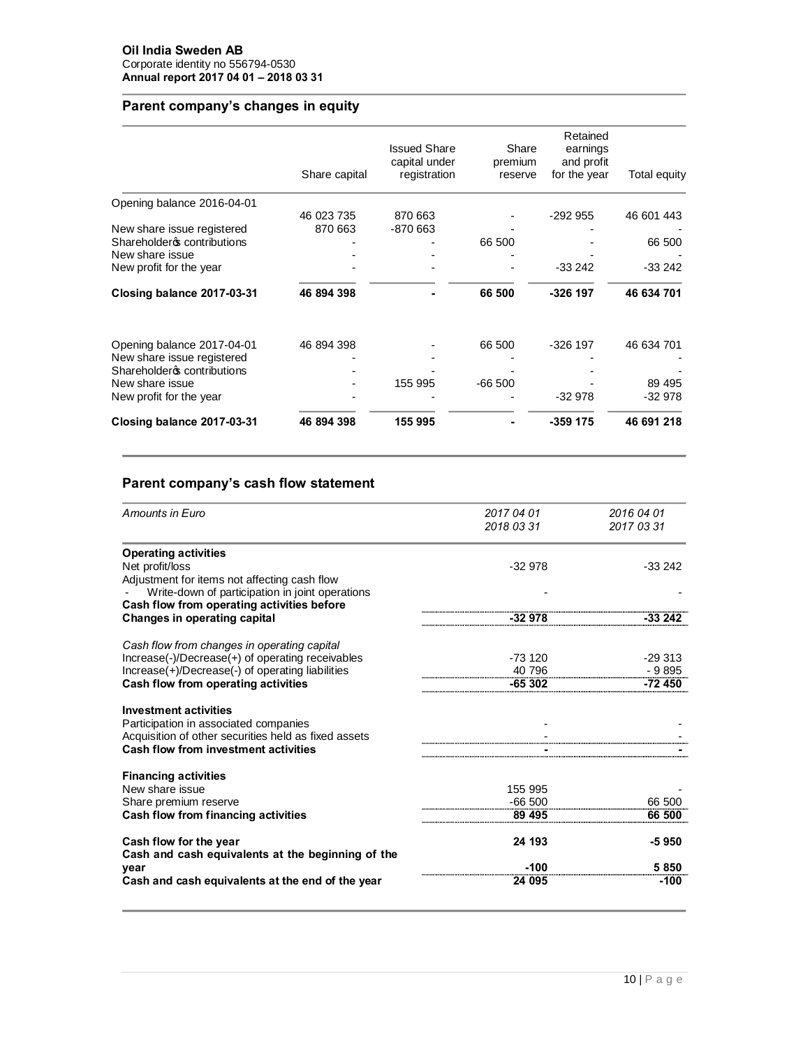**Oil India Sweden AB**
Corporate identity no 556794-0530
**Annual report 2017 04 01 – 2018 03 31**

## Parent company's changes in equity

| | Share capital | Issued Share capital under registration | Share premium reserve | Retained earnings and profit for the year | Total equity |
|---|---|---|---|---|---|
| Opening balance 2016-04-01 | 46 023 735 | 870 663 | - | -292 955 | 46 601 443 |
| New share issue registered | 870 663 | -870 663 | - | - | - |
| Shareholder‰ contributions | - | - | 66 500 | - | 66 500 |
| New share issue | - | - | - | - | - |
| New profit for the year | - | - | - | -33 242 | -33 242 |
| **Closing balance 2017-03-31** | **46 894 398** | **-** | **66 500** | **-326 197** | **46 634 701** |
| | | | | | |
| Opening balance 2017-04-01 | 46 894 398 | - | 66 500 | -326 197 | 46 634 701 |
| New share issue registered | - | - | - | - | - |
| Shareholder‰ contributions | - | - | - | - | - |
| New share issue | - | 155 995 | -66 500 | - | 89 495 |
| New profit for the year | - | - | - | -32 978 | -32 978 |
| **Closing balance 2017-03-31** | **46 894 398** | **155 995** | **-** | **-359 175** | **46 691 218** |

## Parent company's cash flow statement

| *Amounts in Euro* | *2017 04 01 2018 03 31* | *2016 04 01 2017 03 31* |
|---|---|---|
| **Operating activities** | | |
| Net profit/loss | -32 978 | -33 242 |
| Adjustment for items not affecting cash flow | | |
| - Write-down of participation in joint operations | - | - |
| **Cash flow from operating activities before Changes in operating capital** | **-32 978** | **-33 242** |
| | | |
| *Cash flow from changes in operating capital* | | |
| Increase(-)/Decrease(+) of operating receivables | -73 120 | -29 313 |
| Increase(+)/Decrease(-) of operating liabilities | 40 796 | - 9 895 |
| **Cash flow from operating activities** | **-65 302** | **-72 450** |
| | | |
| **Investment activities** | | |
| Participation in associated companies | - | - |
| Acquisition of other securities held as fixed assets | - | - |
| **Cash flow from investment activities** | **-** | **-** |
| | | |
| **Financing activities** | | |
| New share issue | 155 995 | - |
| Share premium reserve | -66 500 | 66 500 |
| **Cash flow from financing activities** | **89 495** | **66 500** |
| | | |
| **Cash flow for the year** | **24 193** | **-5 950** |
| **Cash and cash equivalents at the beginning of the year** | **-100** | **5 850** |
| **Cash and cash equivalents at the end of the year** | **24 095** | **-100** |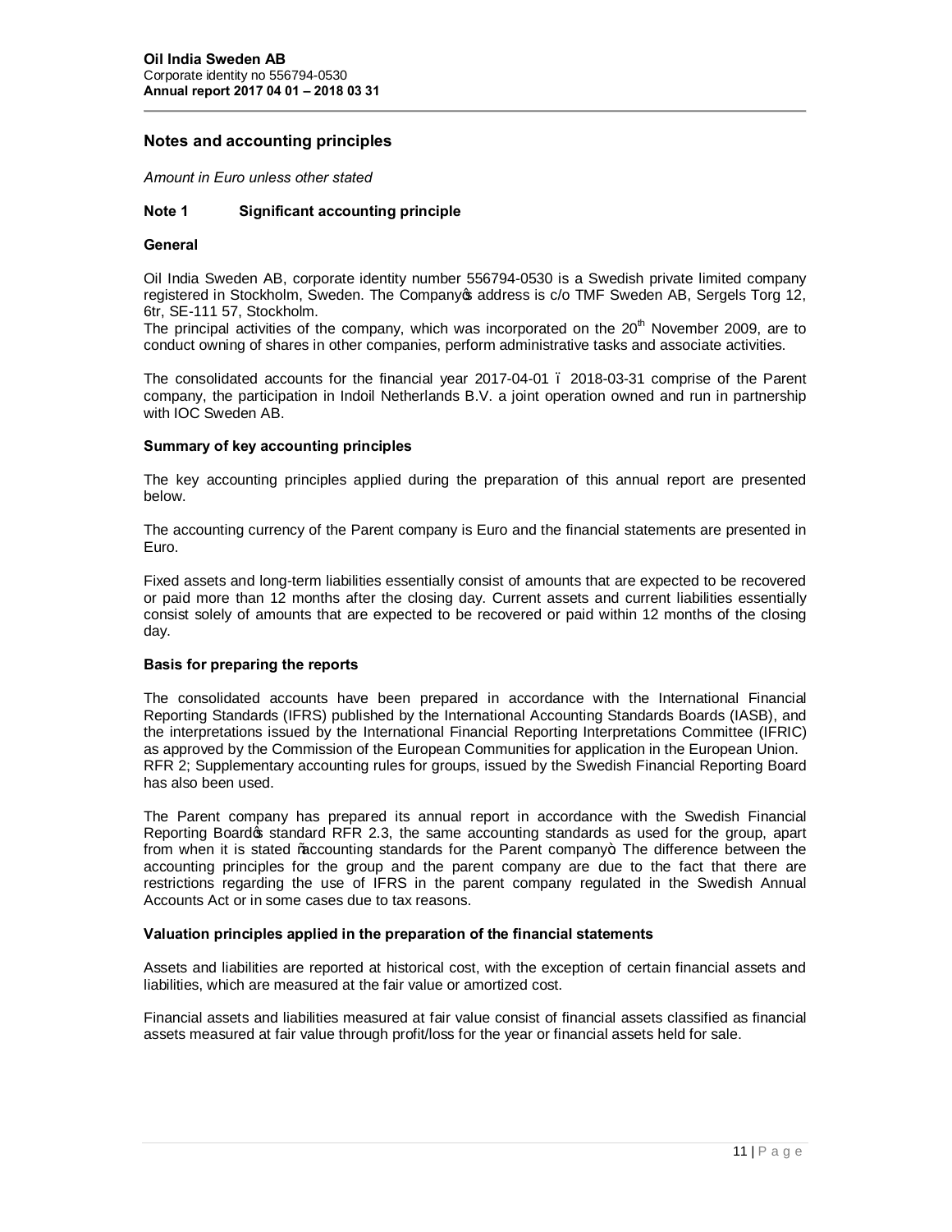**Oil India Sweden AB**
Corporate identity no 556794-0530
**Annual report 2017 04 01 – 2018 03 31**

## Notes and accounting principles

*Amount in Euro unless other stated*

### Note 1 Significant accounting principle

**General**

Oil India Sweden AB, corporate identity number 556794-0530 is a Swedish private limited company registered in Stockholm, Sweden. The Company's address is c/o TMF Sweden AB, Sergels Torg 12, 6tr, SE-111 57, Stockholm.
The principal activities of the company, which was incorporated on the 20th November 2009, are to conduct owning of shares in other companies, perform administrative tasks and associate activities.

The consolidated accounts for the financial year 2017-04-01 – 2018-03-31 comprise of the Parent company, the participation in Indoil Netherlands B.V. a joint operation owned and run in partnership with IOC Sweden AB.

**Summary of key accounting principles**

The key accounting principles applied during the preparation of this annual report are presented below.

The accounting currency of the Parent company is Euro and the financial statements are presented in Euro.

Fixed assets and long-term liabilities essentially consist of amounts that are expected to be recovered or paid more than 12 months after the closing day. Current assets and current liabilities essentially consist solely of amounts that are expected to be recovered or paid within 12 months of the closing day.

**Basis for preparing the reports**

The consolidated accounts have been prepared in accordance with the International Financial Reporting Standards (IFRS) published by the International Accounting Standards Boards (IASB), and the interpretations issued by the International Financial Reporting Interpretations Committee (IFRIC) as approved by the Commission of the European Communities for application in the European Union.
RFR 2; Supplementary accounting rules for groups, issued by the Swedish Financial Reporting Board has also been used.

The Parent company has prepared its annual report in accordance with the Swedish Financial Reporting Board's standard RFR 2.3, the same accounting standards as used for the group, apart from when it is stated "accounting standards for the Parent company". The difference between the accounting principles for the group and the parent company are due to the fact that there are restrictions regarding the use of IFRS in the parent company regulated in the Swedish Annual Accounts Act or in some cases due to tax reasons.

**Valuation principles applied in the preparation of the financial statements**

Assets and liabilities are reported at historical cost, with the exception of certain financial assets and liabilities, which are measured at the fair value or amortized cost.

Financial assets and liabilities measured at fair value consist of financial assets classified as financial assets measured at fair value through profit/loss for the year or financial assets held for sale.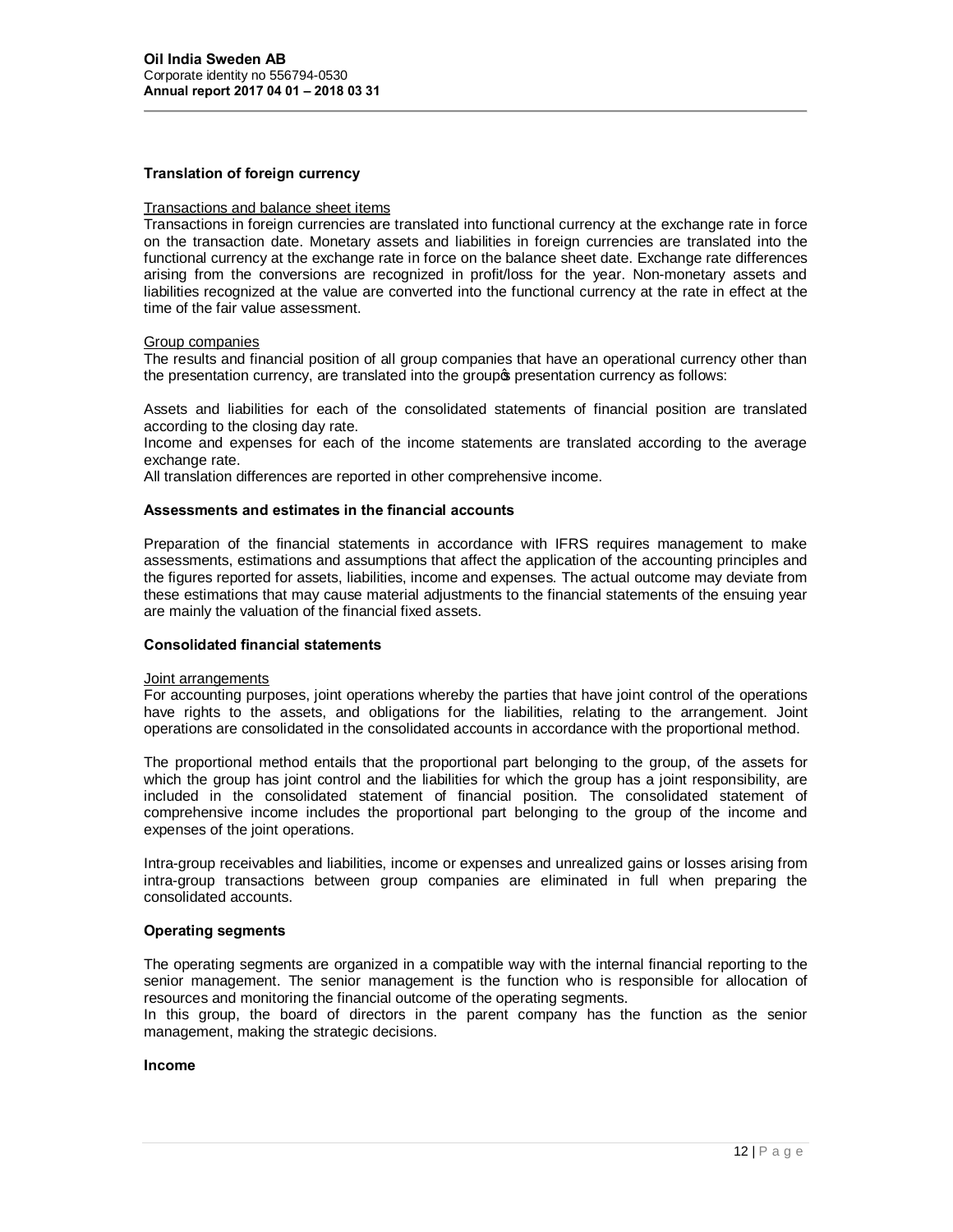### Translation of foreign currency

Transactions and balance sheet items

Transactions in foreign currencies are translated into functional currency at the exchange rate in force on the transaction date. Monetary assets and liabilities in foreign currencies are translated into the functional currency at the exchange rate in force on the balance sheet date. Exchange rate differences arising from the conversions are recognized in profit/loss for the year. Non-monetary assets and liabilities recognized at the value are converted into the functional currency at the rate in effect at the time of the fair value assessment.

Group companies

The results and financial position of all group companies that have an operational currency other than the presentation currency, are translated into the group's presentation currency as follows:

Assets and liabilities for each of the consolidated statements of financial position are translated according to the closing day rate.

Income and expenses for each of the income statements are translated according to the average exchange rate.

All translation differences are reported in other comprehensive income.

### Assessments and estimates in the financial accounts

Preparation of the financial statements in accordance with IFRS requires management to make assessments, estimations and assumptions that affect the application of the accounting principles and the figures reported for assets, liabilities, income and expenses. The actual outcome may deviate from these estimations that may cause material adjustments to the financial statements of the ensuing year are mainly the valuation of the financial fixed assets.

### Consolidated financial statements

Joint arrangements

For accounting purposes, joint operations whereby the parties that have joint control of the operations have rights to the assets, and obligations for the liabilities, relating to the arrangement. Joint operations are consolidated in the consolidated accounts in accordance with the proportional method.

The proportional method entails that the proportional part belonging to the group, of the assets for which the group has joint control and the liabilities for which the group has a joint responsibility, are included in the consolidated statement of financial position. The consolidated statement of comprehensive income includes the proportional part belonging to the group of the income and expenses of the joint operations.

Intra-group receivables and liabilities, income or expenses and unrealized gains or losses arising from intra-group transactions between group companies are eliminated in full when preparing the consolidated accounts.

### Operating segments

The operating segments are organized in a compatible way with the internal financial reporting to the senior management. The senior management is the function who is responsible for allocation of resources and monitoring the financial outcome of the operating segments.

In this group, the board of directors in the parent company has the function as the senior management, making the strategic decisions.

### Income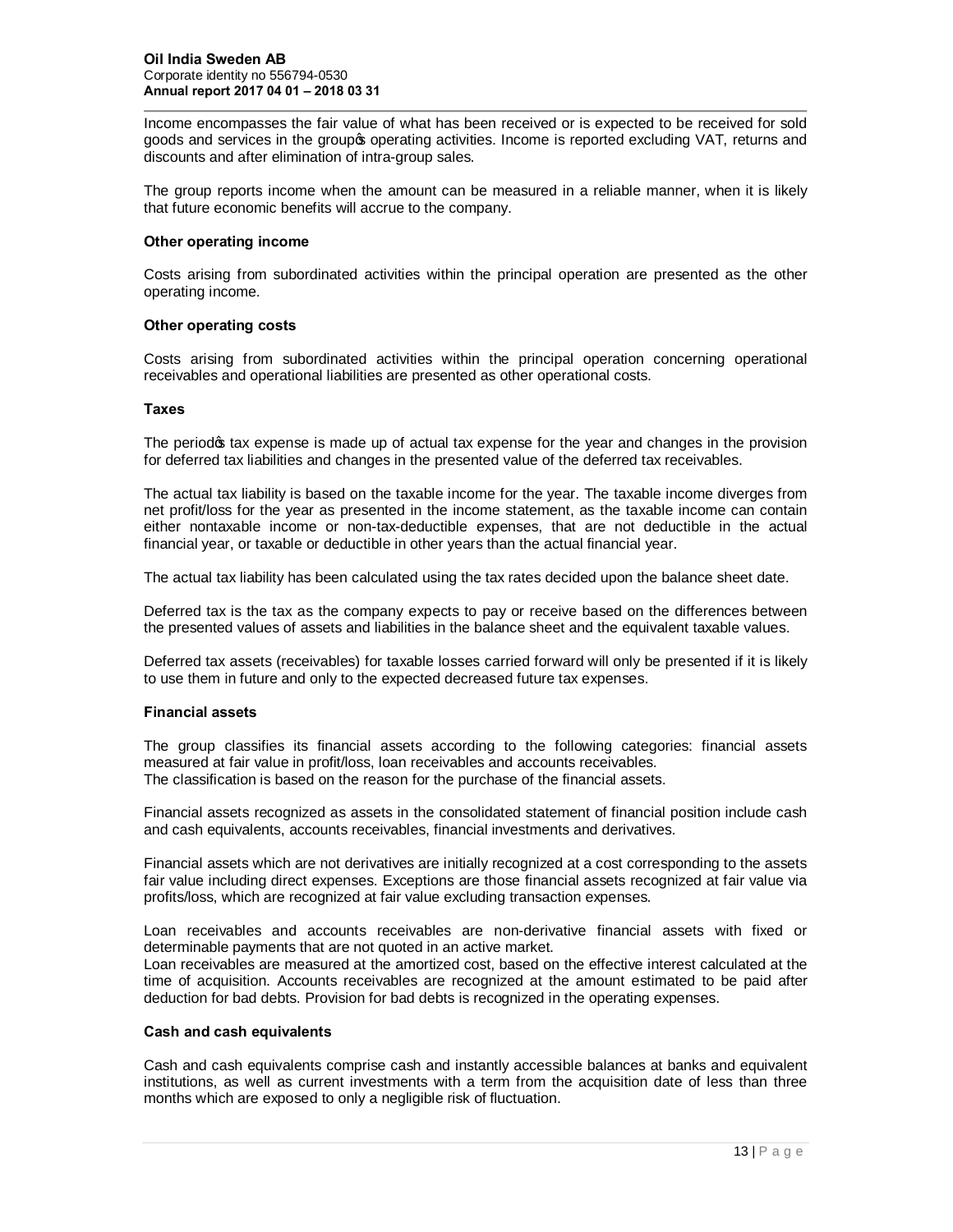Income encompasses the fair value of what has been received or is expected to be received for sold goods and services in the group's operating activities. Income is reported excluding VAT, returns and discounts and after elimination of intra-group sales.

The group reports income when the amount can be measured in a reliable manner, when it is likely that future economic benefits will accrue to the company.

**Other operating income**

Costs arising from subordinated activities within the principal operation are presented as the other operating income.

**Other operating costs**

Costs arising from subordinated activities within the principal operation concerning operational receivables and operational liabilities are presented as other operational costs.

**Taxes**

The period's tax expense is made up of actual tax expense for the year and changes in the provision for deferred tax liabilities and changes in the presented value of the deferred tax receivables.

The actual tax liability is based on the taxable income for the year. The taxable income diverges from net profit/loss for the year as presented in the income statement, as the taxable income can contain either nontaxable income or non-tax-deductible expenses, that are not deductible in the actual financial year, or taxable or deductible in other years than the actual financial year.

The actual tax liability has been calculated using the tax rates decided upon the balance sheet date.

Deferred tax is the tax as the company expects to pay or receive based on the differences between the presented values of assets and liabilities in the balance sheet and the equivalent taxable values.

Deferred tax assets (receivables) for taxable losses carried forward will only be presented if it is likely to use them in future and only to the expected decreased future tax expenses.

**Financial assets**

The group classifies its financial assets according to the following categories: financial assets measured at fair value in profit/loss, loan receivables and accounts receivables.
The classification is based on the reason for the purchase of the financial assets.

Financial assets recognized as assets in the consolidated statement of financial position include cash and cash equivalents, accounts receivables, financial investments and derivatives.

Financial assets which are not derivatives are initially recognized at a cost corresponding to the assets fair value including direct expenses. Exceptions are those financial assets recognized at fair value via profits/loss, which are recognized at fair value excluding transaction expenses.

Loan receivables and accounts receivables are non-derivative financial assets with fixed or determinable payments that are not quoted in an active market.
Loan receivables are measured at the amortized cost, based on the effective interest calculated at the time of acquisition. Accounts receivables are recognized at the amount estimated to be paid after deduction for bad debts. Provision for bad debts is recognized in the operating expenses.

**Cash and cash equivalents**

Cash and cash equivalents comprise cash and instantly accessible balances at banks and equivalent institutions, as well as current investments with a term from the acquisition date of less than three months which are exposed to only a negligible risk of fluctuation.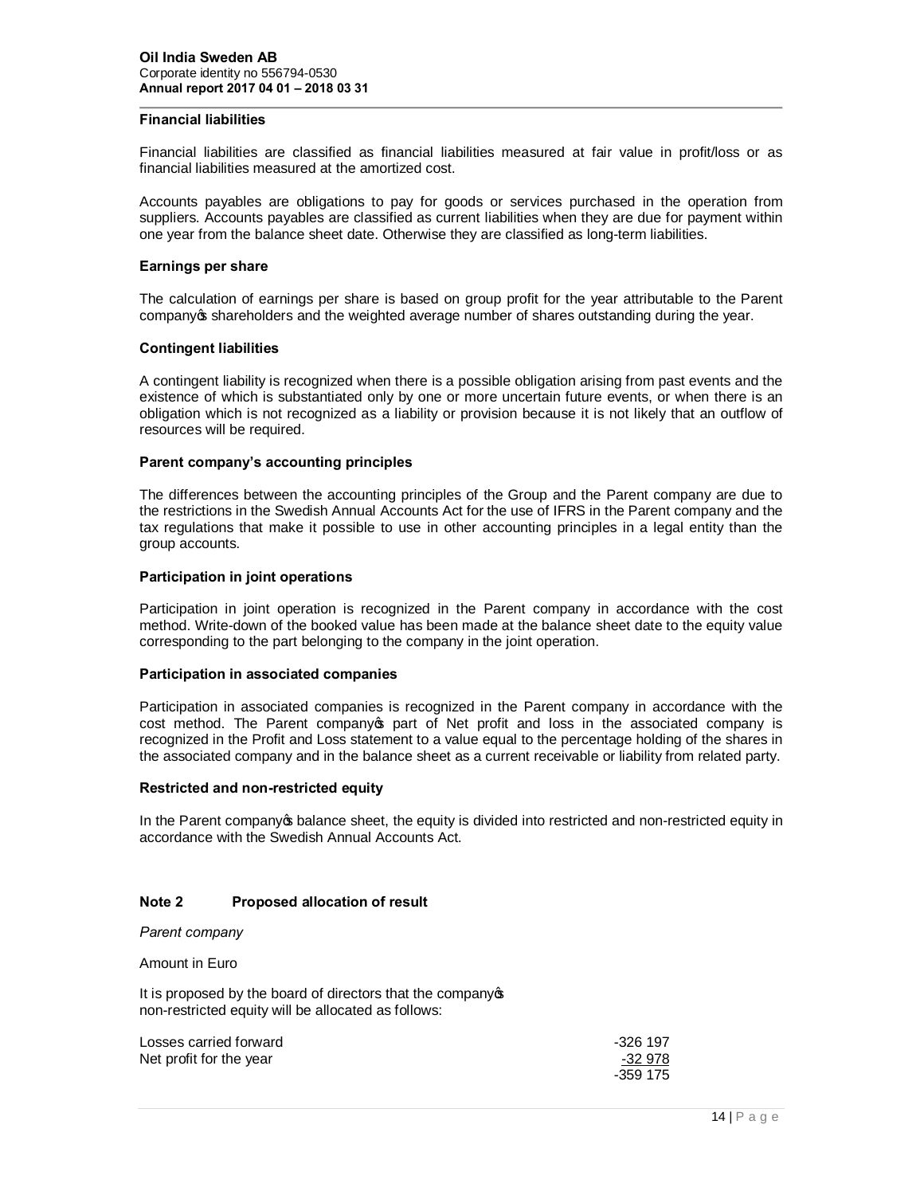### Financial liabilities

Financial liabilities are classified as financial liabilities measured at fair value in profit/loss or as financial liabilities measured at the amortized cost.

Accounts payables are obligations to pay for goods or services purchased in the operation from suppliers. Accounts payables are classified as current liabilities when they are due for payment within one year from the balance sheet date. Otherwise they are classified as long-term liabilities.

### Earnings per share

The calculation of earnings per share is based on group profit for the year attributable to the Parent company's shareholders and the weighted average number of shares outstanding during the year.

### Contingent liabilities

A contingent liability is recognized when there is a possible obligation arising from past events and the existence of which is substantiated only by one or more uncertain future events, or when there is an obligation which is not recognized as a liability or provision because it is not likely that an outflow of resources will be required.

### Parent company's accounting principles

The differences between the accounting principles of the Group and the Parent company are due to the restrictions in the Swedish Annual Accounts Act for the use of IFRS in the Parent company and the tax regulations that make it possible to use in other accounting principles in a legal entity than the group accounts.

### Participation in joint operations

Participation in joint operation is recognized in the Parent company in accordance with the cost method. Write-down of the booked value has been made at the balance sheet date to the equity value corresponding to the part belonging to the company in the joint operation.

### Participation in associated companies

Participation in associated companies is recognized in the Parent company in accordance with the cost method. The Parent company's part of Net profit and loss in the associated company is recognized in the Profit and Loss statement to a value equal to the percentage holding of the shares in the associated company and in the balance sheet as a current receivable or liability from related party.

### Restricted and non-restricted equity

In the Parent company's balance sheet, the equity is divided into restricted and non-restricted equity in accordance with the Swedish Annual Accounts Act.

## Note 2 Proposed allocation of result

*Parent company*

Amount in Euro

It is proposed by the board of directors that the company's non-restricted equity will be allocated as follows:

| | |
|---|---|
| Losses carried forward | -326 197 |
| Net profit for the year | -32 978 |
| | -359 175 |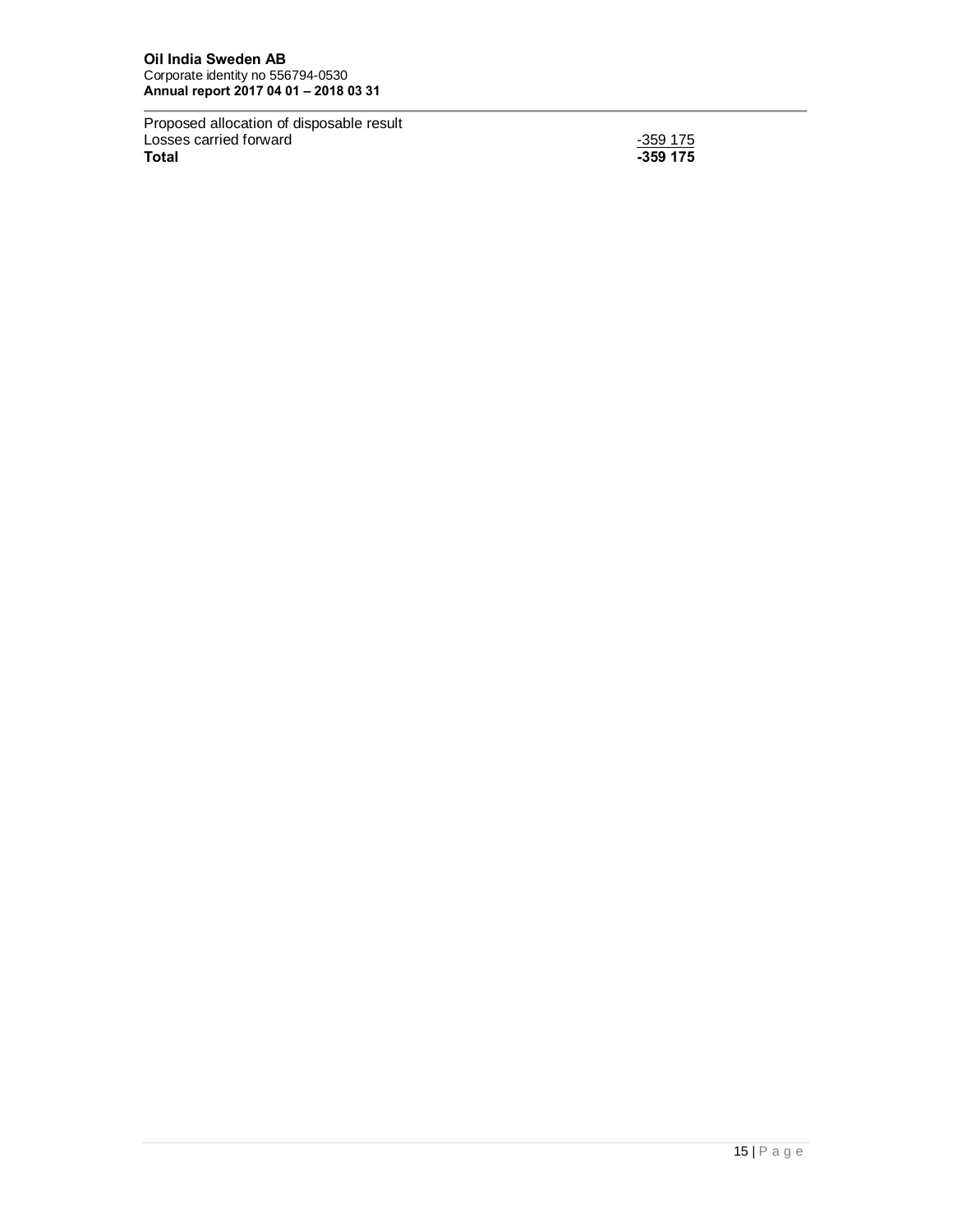| Proposed allocation of disposable result | |
|---|---|
| Losses carried forward | -359 175 |
| **Total** | **-359 175** |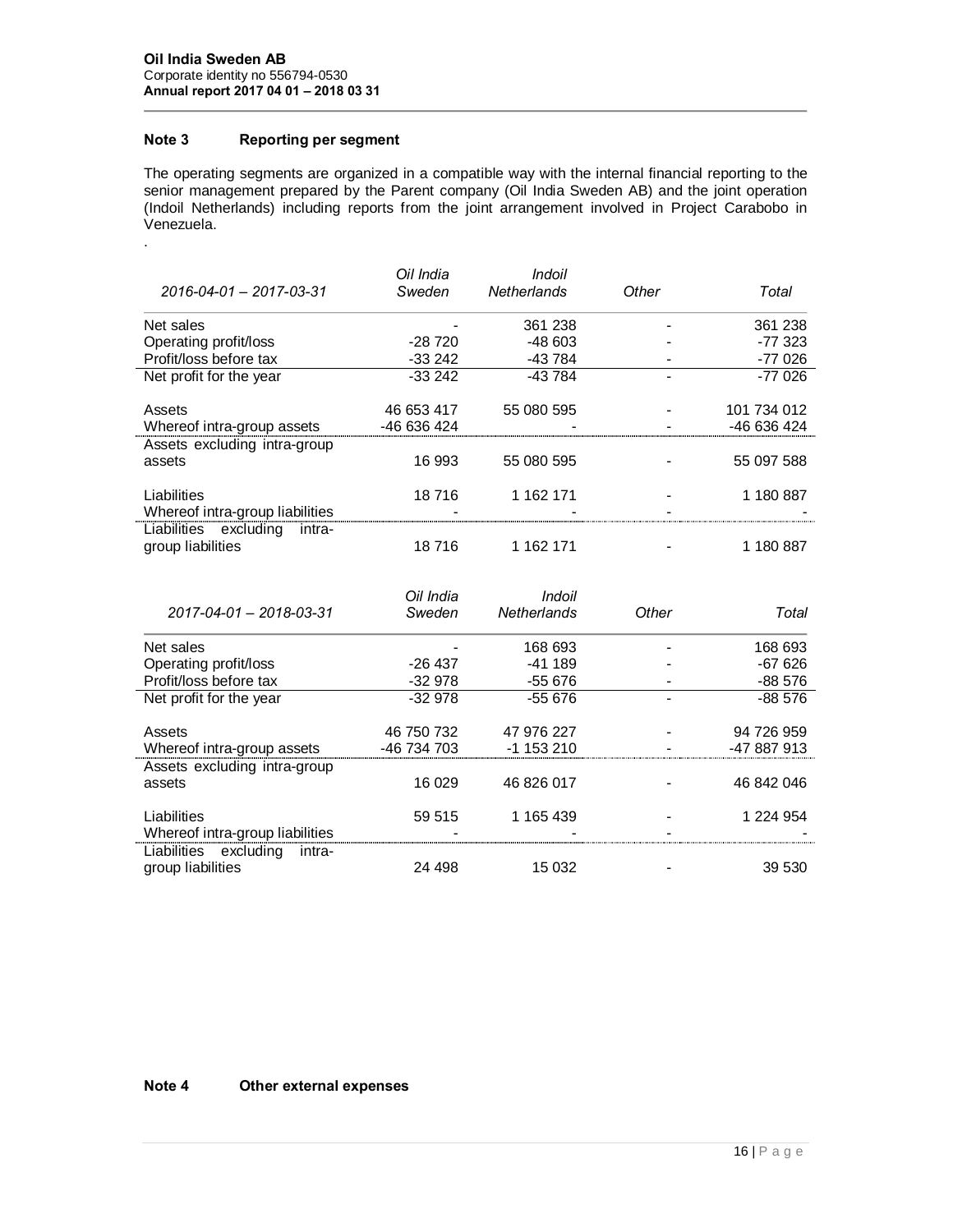## Note 3 Reporting per segment

The operating segments are organized in a compatible way with the internal financial reporting to the senior management prepared by the Parent company (Oil India Sweden AB) and the joint operation (Indoil Netherlands) including reports from the joint arrangement involved in Project Carabobo in Venezuela.

.

| *2016-04-01 – 2017-03-31* | *Oil India Sweden* | *Indoil Netherlands* | *Other* | *Total* |
|---|---|---|---|---|
| Net sales | - | 361 238 | - | 361 238 |
| Operating profit/loss | -28 720 | -48 603 | - | -77 323 |
| Profit/loss before tax | -33 242 | -43 784 | - | -77 026 |
| Net profit for the year | -33 242 | -43 784 | - | -77 026 |
| Assets | 46 653 417 | 55 080 595 | - | 101 734 012 |
| Whereof intra-group assets | -46 636 424 | - | - | -46 636 424 |
| Assets excluding intra-group assets | 16 993 | 55 080 595 | - | 55 097 588 |
| Liabilities | 18 716 | 1 162 171 | - | 1 180 887 |
| Whereof intra-group liabilities | - | - | - | - |
| Liabilities excluding intra-group liabilities | 18 716 | 1 162 171 | - | 1 180 887 |

| *2017-04-01 – 2018-03-31* | *Oil India Sweden* | *Indoil Netherlands* | *Other* | *Total* |
|---|---|---|---|---|
| Net sales | - | 168 693 | - | 168 693 |
| Operating profit/loss | -26 437 | -41 189 | - | -67 626 |
| Profit/loss before tax | -32 978 | -55 676 | - | -88 576 |
| Net profit for the year | -32 978 | -55 676 | - | -88 576 |
| Assets | 46 750 732 | 47 976 227 | - | 94 726 959 |
| Whereof intra-group assets | -46 734 703 | -1 153 210 | - | -47 887 913 |
| Assets excluding intra-group assets | 16 029 | 46 826 017 | - | 46 842 046 |
| Liabilities | 59 515 | 1 165 439 | - | 1 224 954 |
| Whereof intra-group liabilities | - | - | - | - |
| Liabilities excluding intra-group liabilities | 24 498 | 15 032 | - | 39 530 |

## Note 4 Other external expenses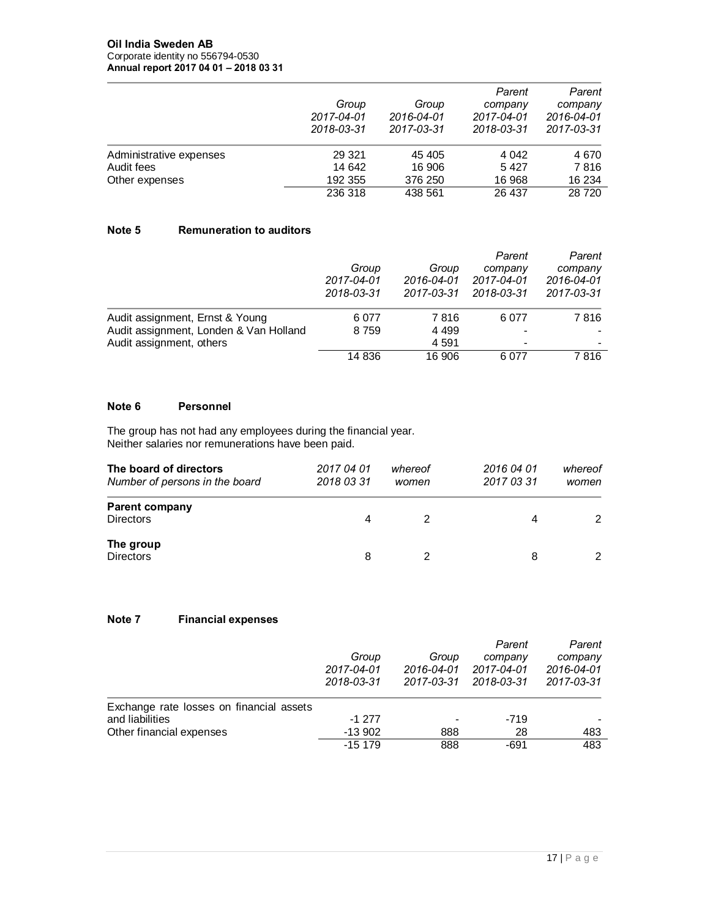**Oil India Sweden AB**
Corporate identity no 556794-0530
**Annual report 2017 04 01 – 2018 03 31**

| | *Group 2017-04-01 2018-03-31* | *Group 2016-04-01 2017-03-31* | *Parent company 2017-04-01 2018-03-31* | *Parent company 2016-04-01 2017-03-31* |
|---|---|---|---|---|
| Administrative expenses | 29 321 | 45 405 | 4 042 | 4 670 |
| Audit fees | 14 642 | 16 906 | 5 427 | 7 816 |
| Other expenses | 192 355 | 376 250 | 16 968 | 16 234 |
| | 236 318 | 438 561 | 26 437 | 28 720 |

## Note 5 Remuneration to auditors

| | *Group 2017-04-01 2018-03-31* | *Group 2016-04-01 2017-03-31* | *Parent company 2017-04-01 2018-03-31* | *Parent company 2016-04-01 2017-03-31* |
|---|---|---|---|---|
| Audit assignment, Ernst & Young | 6 077 | 7 816 | 6 077 | 7 816 |
| Audit assignment, Londen & Van Holland | 8 759 | 4 499 | - | - |
| Audit assignment, others | | 4 591 | - | - |
| | 14 836 | 16 906 | 6 077 | 7 816 |

## Note 6 Personnel

The group has not had any employees during the financial year.
Neither salaries nor remunerations have been paid.

| **The board of directors** *Number of persons in the board* | *2017 04 01 2018 03 31* | *whereof women* | *2016 04 01 2017 03 31* | *whereof women* |
|---|---|---|---|---|
| **Parent company** | | | | |
| Directors | 4 | 2 | 4 | 2 |
| **The group** | | | | |
| Directors | 8 | 2 | 8 | 2 |

## Note 7 Financial expenses

| | *Group 2017-04-01 2018-03-31* | *Group 2016-04-01 2017-03-31* | *Parent company 2017-04-01 2018-03-31* | *Parent company 2016-04-01 2017-03-31* |
|---|---|---|---|---|
| Exchange rate losses on financial assets and liabilities | -1 277 | - | -719 | - |
| Other financial expenses | -13 902 | 888 | 28 | 483 |
| | -15 179 | 888 | -691 | 483 |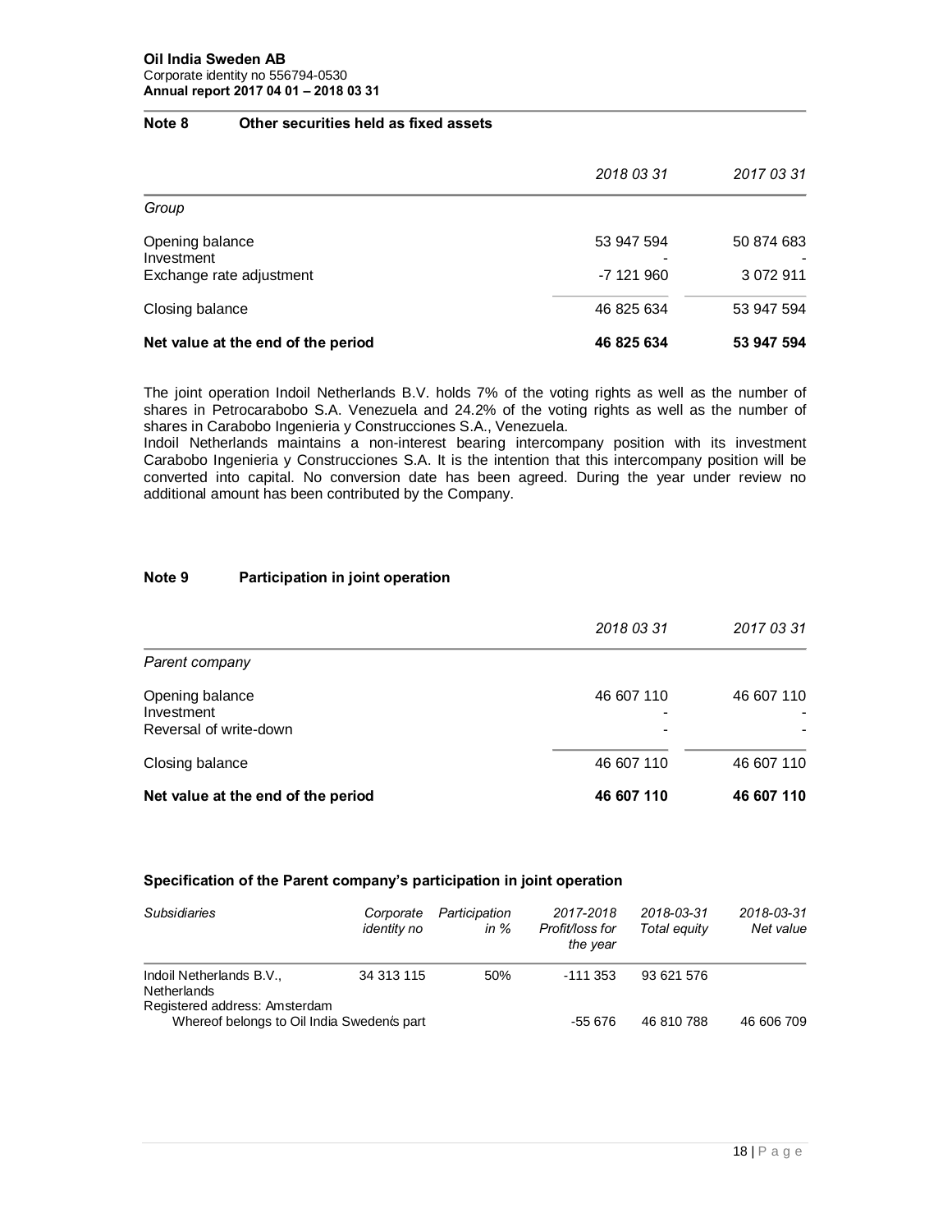## Note 8 Other securities held as fixed assets

| | *2018 03 31* | *2017 03 31* |
|---|---|---|
| *Group* | | |
| Opening balance | 53 947 594 | 50 874 683 |
| Investment | - | - |
| Exchange rate adjustment | -7 121 960 | 3 072 911 |
| Closing balance | 46 825 634 | 53 947 594 |
| **Net value at the end of the period** | **46 825 634** | **53 947 594** |

The joint operation Indoil Netherlands B.V. holds 7% of the voting rights as well as the number of shares in Petrocarabobo S.A. Venezuela and 24.2% of the voting rights as well as the number of shares in Carabobo Ingenieria y Construcciones S.A., Venezuela.
Indoil Netherlands maintains a non-interest bearing intercompany position with its investment Carabobo Ingenieria y Construcciones S.A. It is the intention that this intercompany position will be converted into capital. No conversion date has been agreed. During the year under review no additional amount has been contributed by the Company.

## Note 9 Participation in joint operation

| | *2018 03 31* | *2017 03 31* |
|---|---|---|
| *Parent company* | | |
| Opening balance | 46 607 110 | 46 607 110 |
| Investment | - | - |
| Reversal of write-down | - | - |
| Closing balance | 46 607 110 | 46 607 110 |
| **Net value at the end of the period** | **46 607 110** | **46 607 110** |

### Specification of the Parent company's participation in joint operation

| *Subsidiaries* | *Corporate identity no* | *Participation in %* | *2017-2018 Profit/loss for the year* | *2018-03-31 Total equity* | *2018-03-31 Net value* |
|---|---|---|---|---|---|
| Indoil Netherlands B.V., Netherlands | 34 313 115 | 50% | -111 353 | 93 621 576 | |
| Registered address: Amsterdam | | | | | |
| Whereof belongs to Oil India Sweden's part | | | -55 676 | 46 810 788 | 46 606 709 |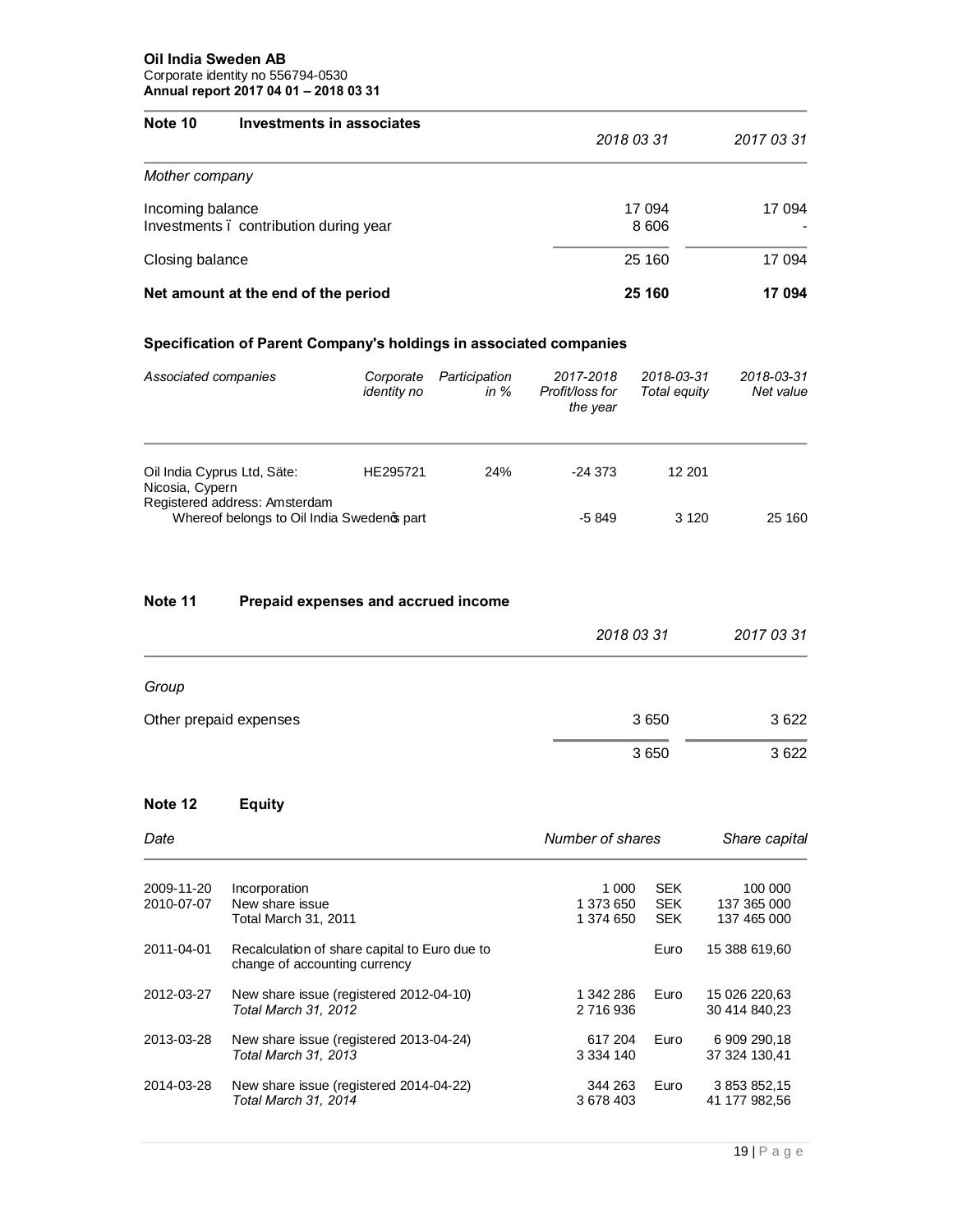**Oil India Sweden AB**
Corporate identity no 556794-0530
**Annual report 2017 04 01 – 2018 03 31**

## Note 10 Investments in associates

| | *2018 03 31* | *2017 03 31* |
|---|---|---|
| *Mother company* | | |
| Incoming balance | 17 094 | 17 094 |
| Investments ' contribution during year | 8 606 | - |
| Closing balance | 25 160 | 17 094 |
| **Net amount at the end of the period** | **25 160** | **17 094** |

### Specification of Parent Company's holdings in associated companies

| *Associated companies* | *Corporate identity no* | *Participation in %* | *2017-2018 Profit/loss for the year* | *2018-03-31 Total equity* | *2018-03-31 Net value* |
|---|---|---|---|---|---|
| Oil India Cyprus Ltd, Säte: Nicosia, Cypern<br>Registered address: Amsterdam | HE295721 | 24% | -24 373 | 12 201 | |
| Whereof belongs to Oil India Sweden's part | | | -5 849 | 3 120 | 25 160 |

## Note 11 Prepaid expenses and accrued income

| | *2018 03 31* | *2017 03 31* |
|---|---|---|
| *Group* | | |
| Other prepaid expenses | 3 650 | 3 622 |
| | 3 650 | 3 622 |

## Note 12 Equity

| *Date* | | *Number of shares* | | *Share capital* |
|---|---|---|---|---|
| 2009-11-20 | Incorporation | 1 000 | SEK | 100 000 |
| 2010-07-07 | New share issue | 1 373 650 | SEK | 137 365 000 |
| | Total March 31, 2011 | 1 374 650 | SEK | 137 465 000 |
| 2011-04-01 | Recalculation of share capital to Euro due to change of accounting currency | | Euro | 15 388 619,60 |
| 2012-03-27 | New share issue (registered 2012-04-10) | 1 342 286 | Euro | 15 026 220,63 |
| | *Total March 31, 2012* | 2 716 936 | | 30 414 840,23 |
| 2013-03-28 | New share issue (registered 2013-04-24) | 617 204 | Euro | 6 909 290,18 |
| | *Total March 31, 2013* | 3 334 140 | | 37 324 130,41 |
| 2014-03-28 | New share issue (registered 2014-04-22) | 344 263 | Euro | 3 853 852,15 |
| | *Total March 31, 2014* | 3 678 403 | | 41 177 982,56 |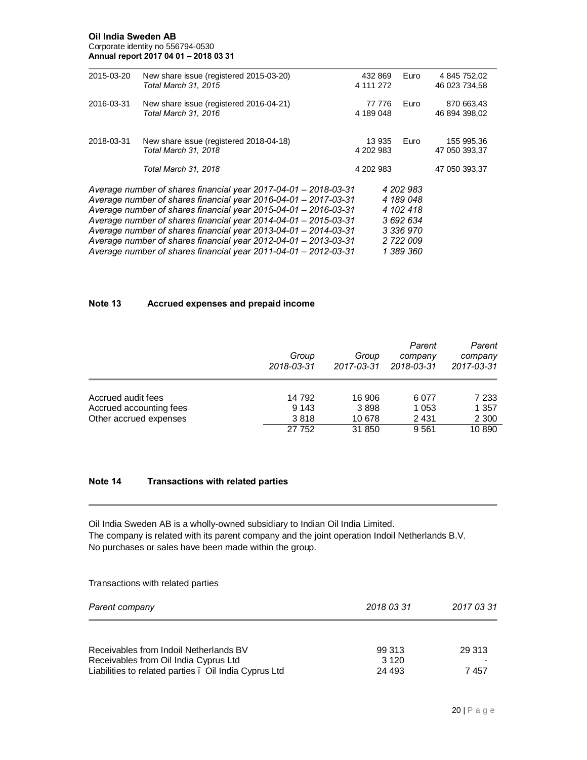| | | | | |
|---|---|---|---|---|
| 2015-03-20 | New share issue (registered 2015-03-20) | 432 869 | Euro | 4 845 752,02 |
| | *Total March 31, 2015* | 4 111 272 | | 46 023 734,58 |
| 2016-03-31 | New share issue (registered 2016-04-21) | 77 776 | Euro | 870 663,43 |
| | *Total March 31, 2016* | 4 189 048 | | 46 894 398,02 |
| 2018-03-31 | New share issue (registered 2018-04-18) | 13 935 | Euro | 155 995,36 |
| | *Total March 31, 2018* | 4 202 983 | | 47 050 393,37 |
| | *Total March 31, 2018* | 4 202 983 | | 47 050 393,37 |

| | |
|---|---|
| *Average number of shares financial year 2017-04-01 – 2018-03-31* | *4 202 983* |
| *Average number of shares financial year 2016-04-01 – 2017-03-31* | *4 189 048* |
| *Average number of shares financial year 2015-04-01 – 2016-03-31* | *4 102 418* |
| *Average number of shares financial year 2014-04-01 – 2015-03-31* | *3 692 634* |
| *Average number of shares financial year 2013-04-01 – 2014-03-31* | *3 336 970* |
| *Average number of shares financial year 2012-04-01 – 2013-03-31* | *2 722 009* |
| *Average number of shares financial year 2011-04-01 – 2012-03-31* | *1 389 360* |

## Note 13 Accrued expenses and prepaid income

| | *Group 2018-03-31* | *Group 2017-03-31* | *Parent company 2018-03-31* | *Parent company 2017-03-31* |
|---|---|---|---|---|
| Accrued audit fees | 14 792 | 16 906 | 6 077 | 7 233 |
| Accrued accounting fees | 9 143 | 3 898 | 1 053 | 1 357 |
| Other accrued expenses | 3 818 | 10 678 | 2 431 | 2 300 |
| | 27 752 | 31 850 | 9 561 | 10 890 |

## Note 14 Transactions with related parties

Oil India Sweden AB is a wholly-owned subsidiary to Indian Oil India Limited.
The company is related with its parent company and the joint operation Indoil Netherlands B.V.
No purchases or sales have been made within the group.

Transactions with related parties

| *Parent company* | *2018 03 31* | *2017 03 31* |
|---|---|---|
| Receivables from Indoil Netherlands BV | 99 313 | 29 313 |
| Receivables from Oil India Cyprus Ltd | 3 120 | - |
| Liabilities to related parties ï Oil India Cyprus Ltd | 24 493 | 7 457 |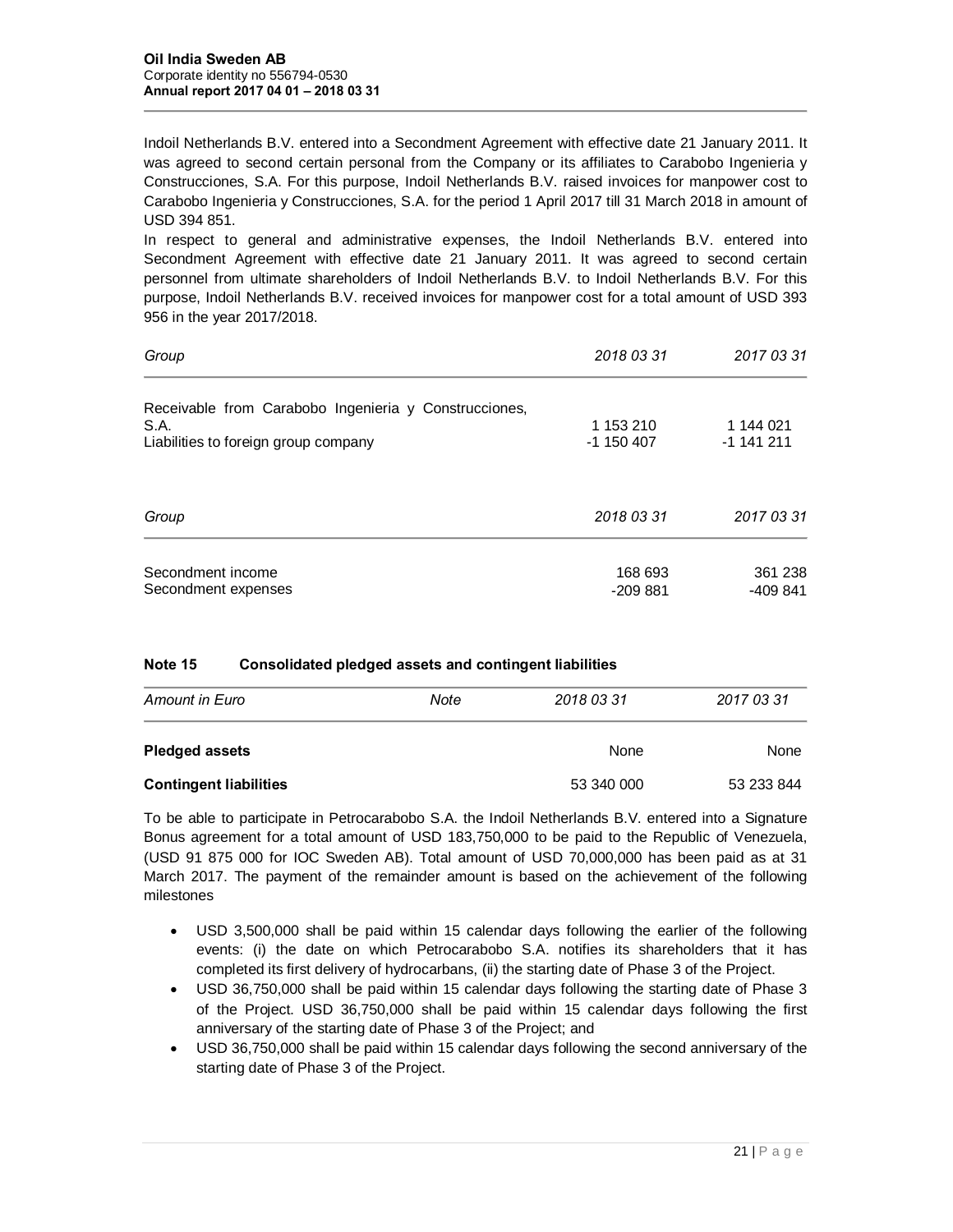Indoil Netherlands B.V. entered into a Secondment Agreement with effective date 21 January 2011. It was agreed to second certain personal from the Company or its affiliates to Carabobo Ingenieria y Construcciones, S.A. For this purpose, Indoil Netherlands B.V. raised invoices for manpower cost to Carabobo Ingenieria y Construcciones, S.A. for the period 1 April 2017 till 31 March 2018 in amount of USD 394 851.

In respect to general and administrative expenses, the Indoil Netherlands B.V. entered into Secondment Agreement with effective date 21 January 2011. It was agreed to second certain personnel from ultimate shareholders of Indoil Netherlands B.V. to Indoil Netherlands B.V. For this purpose, Indoil Netherlands B.V. received invoices for manpower cost for a total amount of USD 393 956 in the year 2017/2018.

| *Group* | *2018 03 31* | *2017 03 31* |
|---|---|---|
| Receivable from Carabobo Ingenieria y Construcciones, S.A. | 1 153 210 | 1 144 021 |
| Liabilities to foreign group company | -1 150 407 | -1 141 211 |

| *Group* | *2018 03 31* | *2017 03 31* |
|---|---|---|
| Secondment income | 168 693 | 361 238 |
| Secondment expenses | -209 881 | -409 841 |

## Note 15 Consolidated pledged assets and contingent liabilities

| *Amount in Euro* | *Note* | *2018 03 31* | *2017 03 31* |
|---|---|---|---|
| **Pledged assets** | | None | None |
| **Contingent liabilities** | | 53 340 000 | 53 233 844 |

To be able to participate in Petrocarabobo S.A. the Indoil Netherlands B.V. entered into a Signature Bonus agreement for a total amount of USD 183,750,000 to be paid to the Republic of Venezuela, (USD 91 875 000 for IOC Sweden AB). Total amount of USD 70,000,000 has been paid as at 31 March 2017. The payment of the remainder amount is based on the achievement of the following milestones

- USD 3,500,000 shall be paid within 15 calendar days following the earlier of the following events: (i) the date on which Petrocarabobo S.A. notifies its shareholders that it has completed its first delivery of hydrocarbans, (ii) the starting date of Phase 3 of the Project.
- USD 36,750,000 shall be paid within 15 calendar days following the starting date of Phase 3 of the Project. USD 36,750,000 shall be paid within 15 calendar days following the first anniversary of the starting date of Phase 3 of the Project; and
- USD 36,750,000 shall be paid within 15 calendar days following the second anniversary of the starting date of Phase 3 of the Project.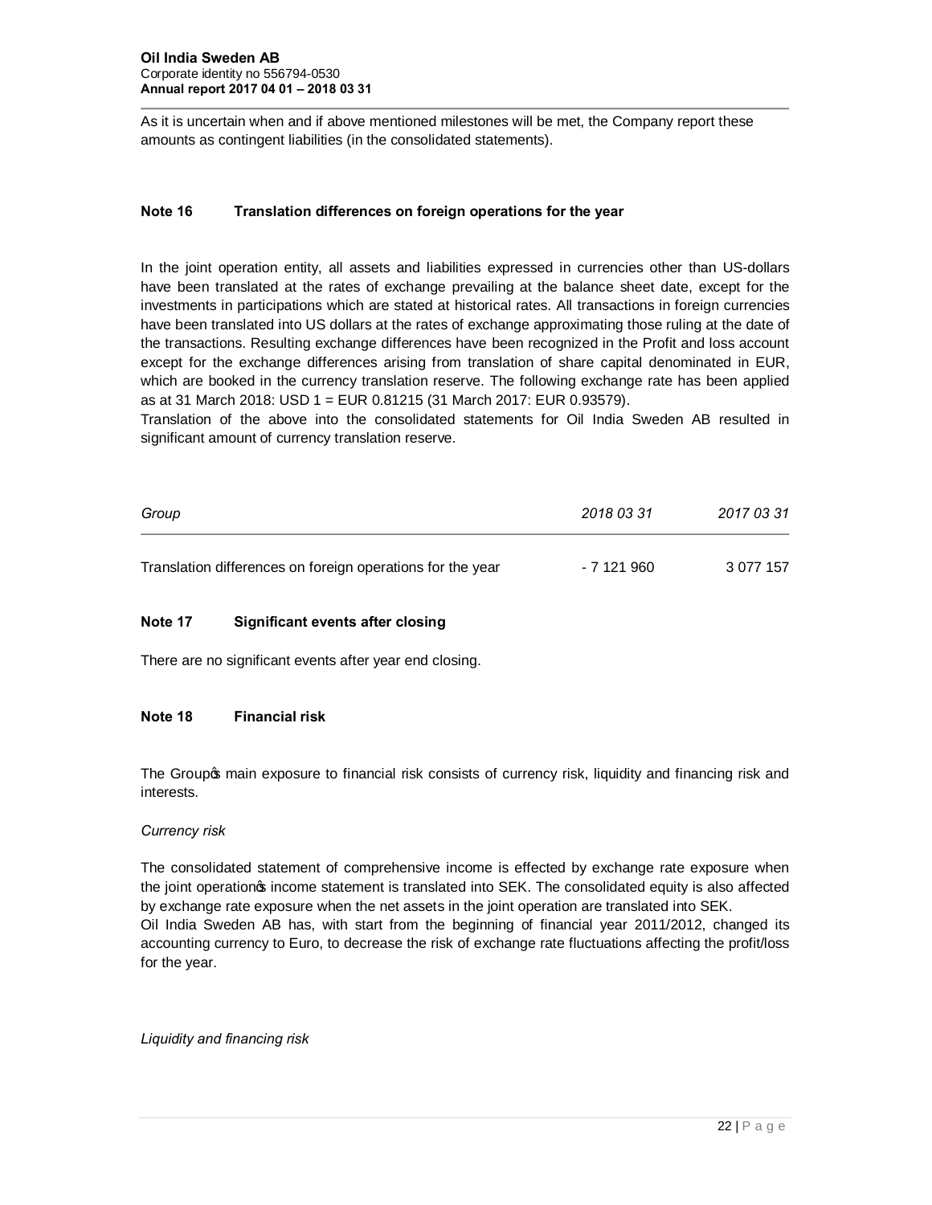As it is uncertain when and if above mentioned milestones will be met, the Company report these amounts as contingent liabilities (in the consolidated statements).

## Note 16 Translation differences on foreign operations for the year

In the joint operation entity, all assets and liabilities expressed in currencies other than US-dollars have been translated at the rates of exchange prevailing at the balance sheet date, except for the investments in participations which are stated at historical rates. All transactions in foreign currencies have been translated into US dollars at the rates of exchange approximating those ruling at the date of the transactions. Resulting exchange differences have been recognized in the Profit and loss account except for the exchange differences arising from translation of share capital denominated in EUR, which are booked in the currency translation reserve. The following exchange rate has been applied as at 31 March 2018: USD 1 = EUR 0.81215 (31 March 2017: EUR 0.93579).
Translation of the above into the consolidated statements for Oil India Sweden AB resulted in significant amount of currency translation reserve.

| *Group* | *2018 03 31* | *2017 03 31* |
|---|---|---|
| Translation differences on foreign operations for the year | - 7 121 960 | 3 077 157 |

## Note 17 Significant events after closing

There are no significant events after year end closing.

## Note 18 Financial risk

The Group's main exposure to financial risk consists of currency risk, liquidity and financing risk and interests.

*Currency risk*

The consolidated statement of comprehensive income is effected by exchange rate exposure when the joint operation's income statement is translated into SEK. The consolidated equity is also affected by exchange rate exposure when the net assets in the joint operation are translated into SEK.
Oil India Sweden AB has, with start from the beginning of financial year 2011/2012, changed its accounting currency to Euro, to decrease the risk of exchange rate fluctuations affecting the profit/loss for the year.

*Liquidity and financing risk*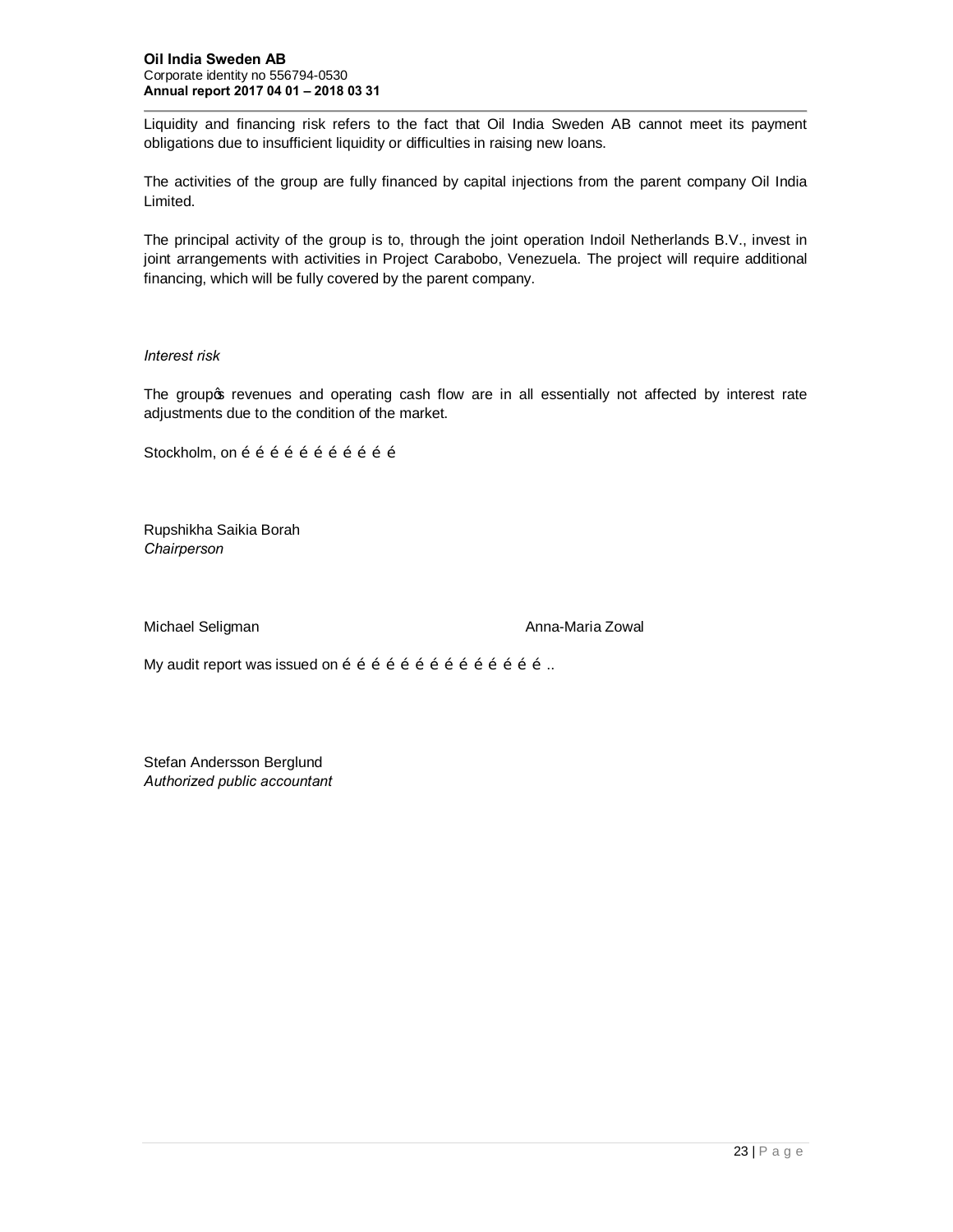Liquidity and financing risk refers to the fact that Oil India Sweden AB cannot meet its payment obligations due to insufficient liquidity or difficulties in raising new loans.

The activities of the group are fully financed by capital injections from the parent company Oil India Limited.

The principal activity of the group is to, through the joint operation Indoil Netherlands B.V., invest in joint arrangements with activities in Project Carabobo, Venezuela. The project will require additional financing, which will be fully covered by the parent company.

*Interest risk*

The groupos revenues and operating cash flow are in all essentially not affected by interest rate adjustments due to the condition of the market.

Stockholm, on é é é é é é é é é é é

Rupshikha Saikia Borah
*Chairperson*

Michael Seligman

Anna-Maria Zowal

My audit report was issued on é é é é é é é é é é é é é é é ..

Stefan Andersson Berglund
*Authorized public accountant*